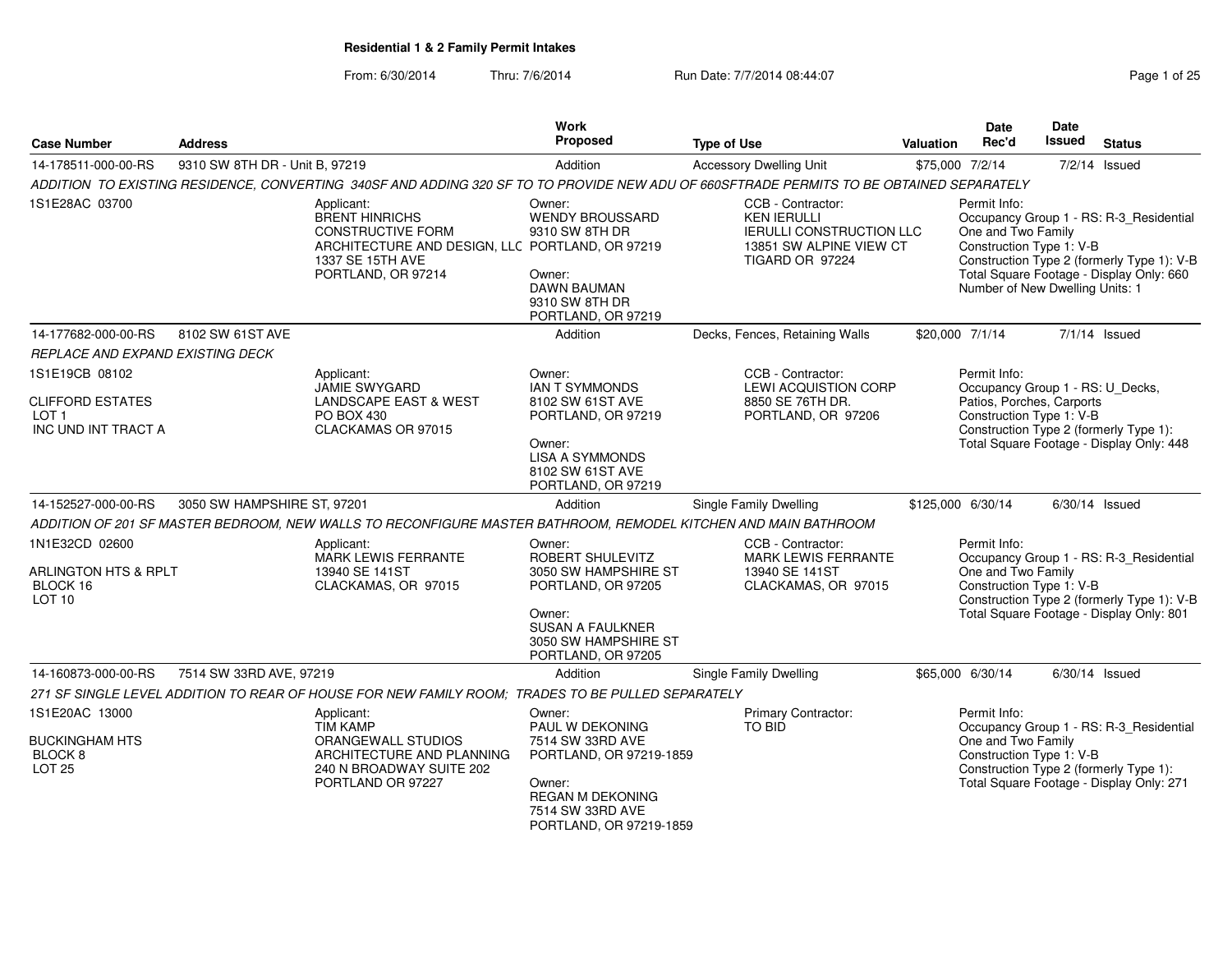# Residential 1 & 2 Family Permit Intakes

From: 6/30/2014 Thru: 7/6/2014 Run Date: 7/7/2014 08:44:07

| Case Number | Address | Work Proposed | Type of Use | Valuation | Date Rec'd | Date Issued | Status |
|---|---|---|---|---|---|---|---|
| 14-178511-000-00-RS | 9310 SW 8TH DR - Unit B, 97219 | Addition | Accessory Dwelling Unit | $75,000 | 7/2/14 | 7/2/14 | Issued |

*ADDITION TO EXISTING RESIDENCE, CONVERTING 340SF AND ADDING 320 SF TO TO PROVIDE NEW ADU OF 660SFTRADE PERMITS TO BE OBTAINED SEPARATELY*

1S1E28AC 03700

Applicant:
BRENT HINRICHS
CONSTRUCTIVE FORM ARCHITECTURE AND DESIGN, LLC
1337 SE 15TH AVE
PORTLAND, OR 97214

Owner:
WENDY BROUSSARD
9310 SW 8TH DR
PORTLAND, OR 97219

Owner:
DAWN BAUMAN
9310 SW 8TH DR
PORTLAND, OR 97219

CCB - Contractor:
KEN IERULLI
IERULLI CONSTRUCTION LLC
13851 SW ALPINE VIEW CT
TIGARD OR 97224

Permit Info:
Occupancy Group 1 - RS: R-3_Residential One and Two Family
Construction Type 1: V-B
Construction Type 2 (formerly Type 1): V-B
Total Square Footage - Display Only: 660
Number of New Dwelling Units: 1

---

| Case Number | Address | Work Proposed | Type of Use | Valuation | Date Rec'd | Date Issued | Status |
|---|---|---|---|---|---|---|---|
| 14-177682-000-00-RS | 8102 SW 61ST AVE | Addition | Decks, Fences, Retaining Walls | $20,000 | 7/1/14 | 7/1/14 | Issued |

*REPLACE AND EXPAND EXISTING DECK*

1S1E19CB 08102

CLIFFORD ESTATES
LOT 1
INC UND INT TRACT A

Applicant:
JAMIE SWYGARD
LANDSCAPE EAST & WEST
PO BOX 430
CLACKAMAS OR 97015

Owner:
IAN T SYMMONDS
8102 SW 61ST AVE
PORTLAND, OR 97219

Owner:
LISA A SYMMONDS
8102 SW 61ST AVE
PORTLAND, OR 97219

CCB - Contractor:
LEWI ACQUISTION CORP
8850 SE 76TH DR.
PORTLAND, OR 97206

Permit Info:
Occupancy Group 1 - RS: U_Decks, Patios, Porches, Carports
Construction Type 1: V-B
Construction Type 2 (formerly Type 1):
Total Square Footage - Display Only: 448

---

| Case Number | Address | Work Proposed | Type of Use | Valuation | Date Rec'd | Date Issued | Status |
|---|---|---|---|---|---|---|---|
| 14-152527-000-00-RS | 3050 SW HAMPSHIRE ST, 97201 | Addition | Single Family Dwelling | $125,000 | 6/30/14 | 6/30/14 | Issued |

*ADDITION OF 201 SF MASTER BEDROOM, NEW WALLS TO RECONFIGURE MASTER BATHROOM, REMODEL KITCHEN AND MAIN BATHROOM*

1N1E32CD 02600

ARLINGTON HTS & RPLT
BLOCK 16
LOT 10

Applicant:
MARK LEWIS FERRANTE
13940 SE 141ST
CLACKAMAS, OR 97015

Owner:
ROBERT SHULEVITZ
3050 SW HAMPSHIRE ST
PORTLAND, OR 97205

Owner:
SUSAN A FAULKNER
3050 SW HAMPSHIRE ST
PORTLAND, OR 97205

CCB - Contractor:
MARK LEWIS FERRANTE
13940 SE 141ST
CLACKAMAS, OR 97015

Permit Info:
Occupancy Group 1 - RS: R-3_Residential One and Two Family
Construction Type 1: V-B
Construction Type 2 (formerly Type 1): V-B
Total Square Footage - Display Only: 801

---

| Case Number | Address | Work Proposed | Type of Use | Valuation | Date Rec'd | Date Issued | Status |
|---|---|---|---|---|---|---|---|
| 14-160873-000-00-RS | 7514 SW 33RD AVE, 97219 | Addition | Single Family Dwelling | $65,000 | 6/30/14 | 6/30/14 | Issued |

*271 SF SINGLE LEVEL ADDITION TO REAR OF HOUSE FOR NEW FAMILY ROOM; TRADES TO BE PULLED SEPARATELY*

1S1E20AC 13000

BUCKINGHAM HTS
BLOCK 8
LOT 25

Applicant:
TIM KAMP
ORANGEWALL STUDIOS ARCHITECTURE AND PLANNING
240 N BROADWAY SUITE 202
PORTLAND OR 97227

Owner:
PAUL W DEKONING
7514 SW 33RD AVE
PORTLAND, OR 97219-1859

Owner:
REGAN M DEKONING
7514 SW 33RD AVE
PORTLAND, OR 97219-1859

Primary Contractor:
TO BID

Permit Info:
Occupancy Group 1 - RS: R-3_Residential One and Two Family
Construction Type 1: V-B
Construction Type 2 (formerly Type 1):
Total Square Footage - Display Only: 271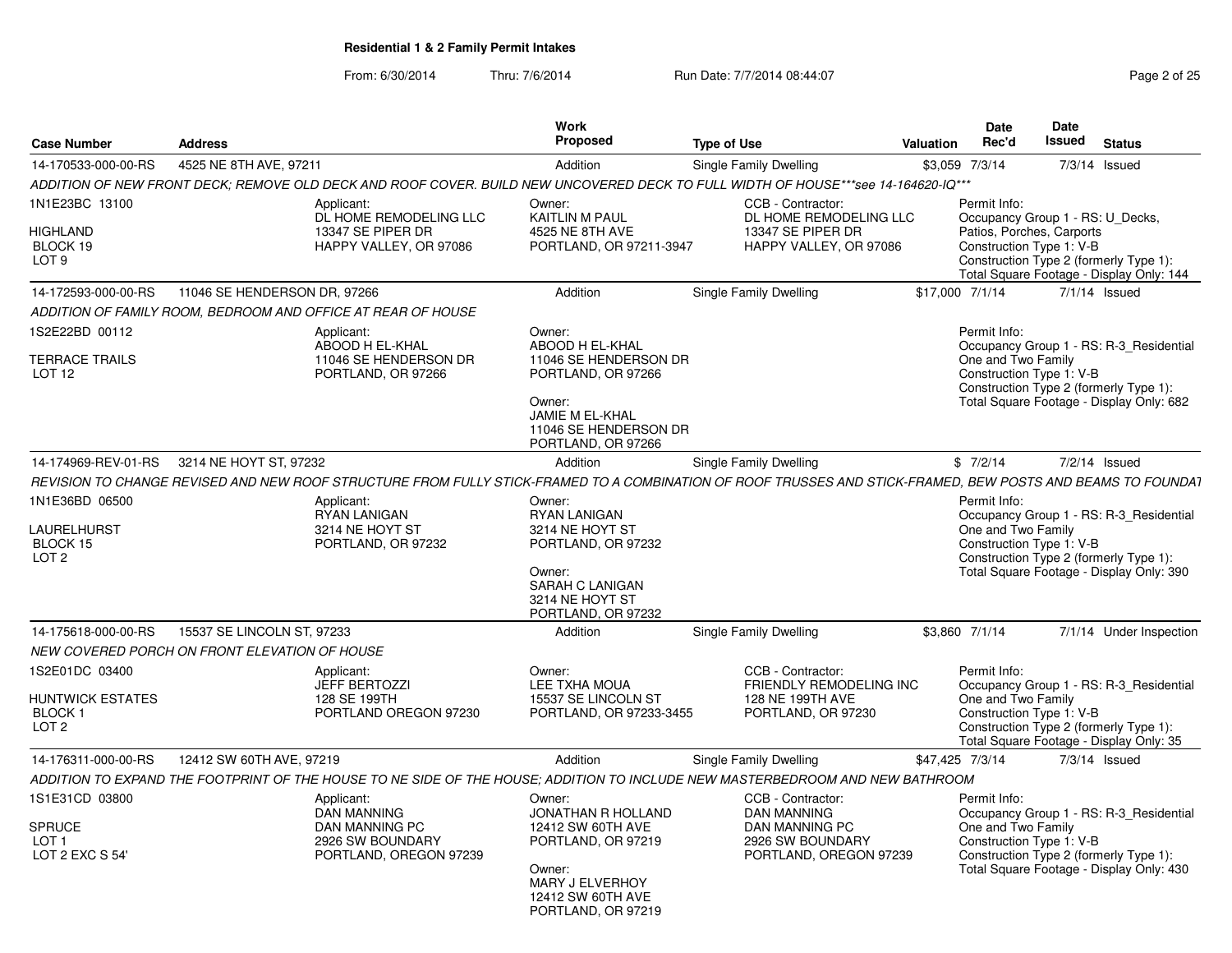## Residential 1 & 2 Family Permit Intakes

From: 6/30/2014 Thru: 7/6/2014 Run Date: 7/7/2014 08:44:07

| Case Number | Address | Work Proposed | Type of Use | Valuation | Date Rec'd | Date Issued | Status |
|---|---|---|---|---|---|---|---|
| 14-170533-000-00-RS | 4525 NE 8TH AVE, 97211 | Addition | Single Family Dwelling | $3,059 | 7/3/14 | 7/3/14 | Issued |

*ADDITION OF NEW FRONT DECK; REMOVE OLD DECK AND ROOF COVER. BUILD NEW UNCOVERED DECK TO FULL WIDTH OF HOUSE***see 14-164620-IQ****

1N1E23BC 13100
HIGHLAND
BLOCK 19
LOT 9

Applicant:
DL HOME REMODELING LLC
13347 SE PIPER DR
HAPPY VALLEY, OR 97086

Owner:
KAITLIN M PAUL
4525 NE 8TH AVE
PORTLAND, OR 97211-3947

CCB - Contractor:
DL HOME REMODELING LLC
13347 SE PIPER DR
HAPPY VALLEY, OR 97086

Permit Info:
Occupancy Group 1 - RS: U_Decks, Patios, Porches, Carports
Construction Type 1: V-B
Construction Type 2 (formerly Type 1):
Total Square Footage - Display Only: 144

---

| Case Number | Address | Work Proposed | Type of Use | Valuation | Date Rec'd | Date Issued | Status |
|---|---|---|---|---|---|---|---|
| 14-172593-000-00-RS | 11046 SE HENDERSON DR, 97266 | Addition | Single Family Dwelling | $17,000 | 7/1/14 | 7/1/14 | Issued |

*ADDITION OF FAMILY ROOM, BEDROOM AND OFFICE AT REAR OF HOUSE*

1S2E22BD 00112
TERRACE TRAILS
LOT 12

Applicant:
ABOOD H EL-KHAL
11046 SE HENDERSON DR
PORTLAND, OR 97266

Owner:
ABOOD H EL-KHAL
11046 SE HENDERSON DR
PORTLAND, OR 97266

Owner:
JAMIE M EL-KHAL
11046 SE HENDERSON DR
PORTLAND, OR 97266

Permit Info:
Occupancy Group 1 - RS: R-3_Residential One and Two Family
Construction Type 1: V-B
Construction Type 2 (formerly Type 1):
Total Square Footage - Display Only: 682

---

| Case Number | Address | Work Proposed | Type of Use | Valuation | Date Rec'd | Date Issued | Status |
|---|---|---|---|---|---|---|---|
| 14-174969-REV-01-RS | 3214 NE HOYT ST, 97232 | Addition | Single Family Dwelling | $ | 7/2/14 | 7/2/14 | Issued |

*REVISION TO CHANGE REVISED AND NEW ROOF STRUCTURE FROM FULLY STICK-FRAMED TO A COMBINATION OF ROOF TRUSSES AND STICK-FRAMED, BEW POSTS AND BEAMS TO FOUNDAT*

1N1E36BD 06500
LAURELHURST
BLOCK 15
LOT 2

Applicant:
RYAN LANIGAN
3214 NE HOYT ST
PORTLAND, OR 97232

Owner:
RYAN LANIGAN
3214 NE HOYT ST
PORTLAND, OR 97232

Owner:
SARAH C LANIGAN
3214 NE HOYT ST
PORTLAND, OR 97232

Permit Info:
Occupancy Group 1 - RS: R-3_Residential One and Two Family
Construction Type 1: V-B
Construction Type 2 (formerly Type 1):
Total Square Footage - Display Only: 390

---

| Case Number | Address | Work Proposed | Type of Use | Valuation | Date Rec'd | Date Issued | Status |
|---|---|---|---|---|---|---|---|
| 14-175618-000-00-RS | 15537 SE LINCOLN ST, 97233 | Addition | Single Family Dwelling | $3,860 | 7/1/14 | 7/1/14 | Under Inspection |

*NEW COVERED PORCH ON FRONT ELEVATION OF HOUSE*

1S2E01DC 03400
HUNTWICK ESTATES
BLOCK 1
LOT 2

Applicant:
JEFF BERTOZZI
128 SE 199TH
PORTLAND OREGON 97230

Owner:
LEE TXHA MOUA
15537 SE LINCOLN ST
PORTLAND, OR 97233-3455

CCB - Contractor:
FRIENDLY REMODELING INC
128 NE 199TH AVE
PORTLAND, OR 97230

Permit Info:
Occupancy Group 1 - RS: R-3_Residential One and Two Family
Construction Type 1: V-B
Construction Type 2 (formerly Type 1):
Total Square Footage - Display Only: 35

---

| Case Number | Address | Work Proposed | Type of Use | Valuation | Date Rec'd | Date Issued | Status |
|---|---|---|---|---|---|---|---|
| 14-176311-000-00-RS | 12412 SW 60TH AVE, 97219 | Addition | Single Family Dwelling | $47,425 | 7/3/14 | 7/3/14 | Issued |

*ADDITION TO EXPAND THE FOOTPRINT OF THE HOUSE TO NE SIDE OF THE HOUSE; ADDITION TO INCLUDE NEW MASTERBEDROOM AND NEW BATHROOM*

1S1E31CD 03800
SPRUCE
LOT 1
LOT 2 EXC S 54'

Applicant:
DAN MANNING
DAN MANNING PC
2926 SW BOUNDARY
PORTLAND, OREGON 97239

Owner:
JONATHAN R HOLLAND
12412 SW 60TH AVE
PORTLAND, OR 97219

Owner:
MARY J ELVERHOY
12412 SW 60TH AVE
PORTLAND, OR 97219

CCB - Contractor:
DAN MANNING
DAN MANNING PC
2926 SW BOUNDARY
PORTLAND, OREGON 97239

Permit Info:
Occupancy Group 1 - RS: R-3_Residential One and Two Family
Construction Type 1: V-B
Construction Type 2 (formerly Type 1):
Total Square Footage - Display Only: 430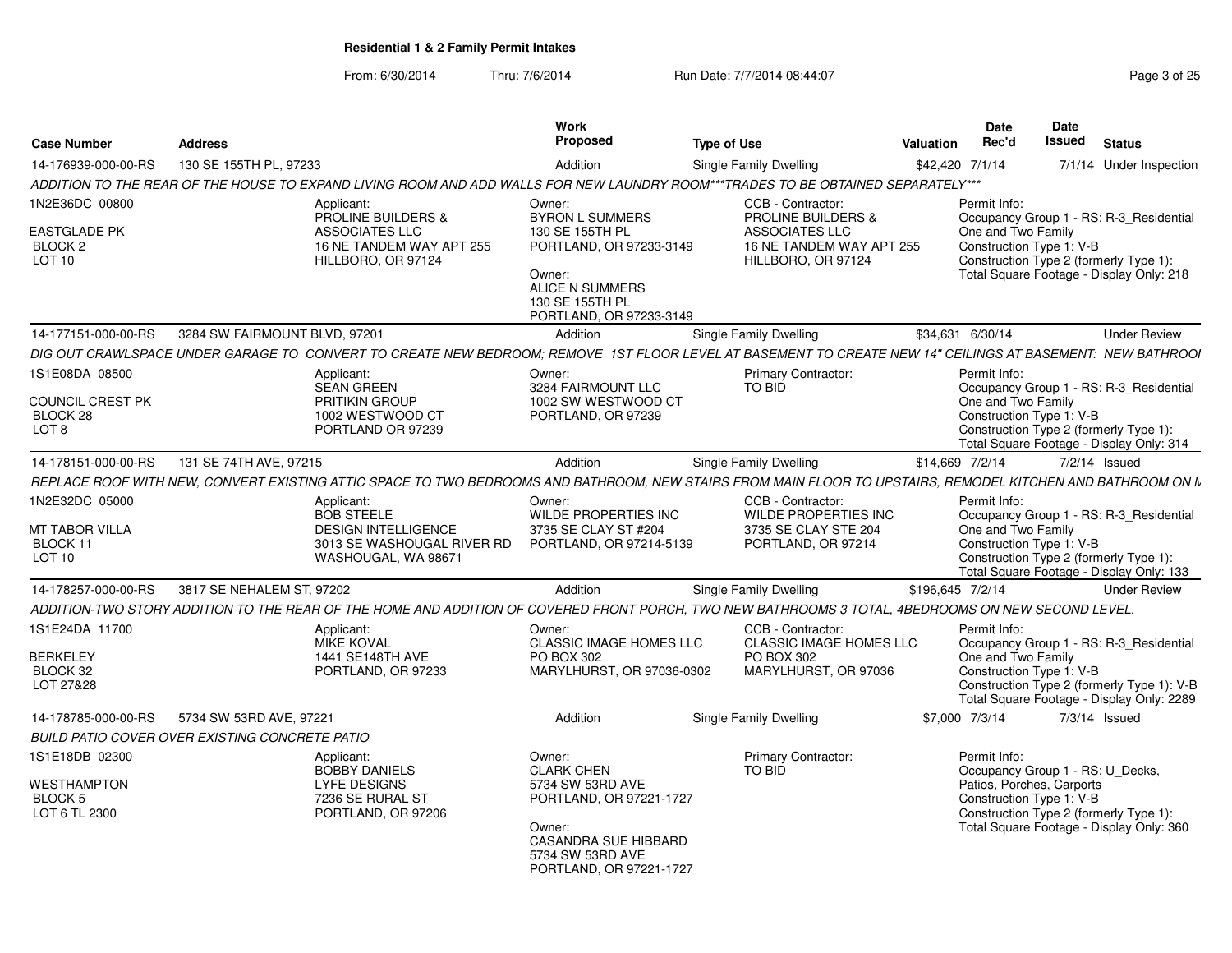# Residential 1 & 2 Family Permit Intakes

From: 6/30/2014 Thru: 7/6/2014 Run Date: 7/7/2014 08:44:07

| Case Number | Address | Work Proposed | Type of Use | Valuation | Date Rec'd | Date Issued | Status |
|---|---|---|---|---|---|---|---|
| 14-176939-000-00-RS | 130 SE 155TH PL, 97233 | Addition | Single Family Dwelling | $42,420 | 7/1/14 | 7/1/14 | Under Inspection |
| 14-177151-000-00-RS | 3284 SW FAIRMOUNT BLVD, 97201 | Addition | Single Family Dwelling | $34,631 | 6/30/14 | | Under Review |
| 14-178151-000-00-RS | 131 SE 74TH AVE, 97215 | Addition | Single Family Dwelling | $14,669 | 7/2/14 | 7/2/14 | Issued |
| 14-178257-000-00-RS | 3817 SE NEHALEM ST, 97202 | Addition | Single Family Dwelling | $196,645 | 7/2/14 | | Under Review |
| 14-178785-000-00-RS | 5734 SW 53RD AVE, 97221 | Addition | Single Family Dwelling | $7,000 | 7/3/14 | 7/3/14 | Issued |

## 14-176939-000-00-RS — 130 SE 155TH PL, 97233

*ADDITION TO THE REAR OF THE HOUSE TO EXPAND LIVING ROOM AND ADD WALLS FOR NEW LAUNDRY ROOM***TRADES TO BE OBTAINED SEPARATELY****

1N2E36DC 00800
EASTGLADE PK
BLOCK 2
LOT 10

Applicant:
PROLINE BUILDERS & ASSOCIATES LLC
16 NE TANDEM WAY APT 255
HILLBORO, OR 97124

Owner:
BYRON L SUMMERS
130 SE 155TH PL
PORTLAND, OR 97233-3149

Owner:
ALICE N SUMMERS
130 SE 155TH PL
PORTLAND, OR 97233-3149

CCB - Contractor:
PROLINE BUILDERS & ASSOCIATES LLC
16 NE TANDEM WAY APT 255
HILLBORO, OR 97124

Permit Info:
Occupancy Group 1 - RS: R-3_Residential One and Two Family
Construction Type 1: V-B
Construction Type 2 (formerly Type 1):
Total Square Footage - Display Only: 218

## 14-177151-000-00-RS — 3284 SW FAIRMOUNT BLVD, 97201

*DIG OUT CRAWLSPACE UNDER GARAGE TO CONVERT TO CREATE NEW BEDROOM; REMOVE 1ST FLOOR LEVEL AT BASEMENT TO CREATE NEW 14" CEILINGS AT BASEMENT: NEW BATHROOI*

1S1E08DA 08500
COUNCIL CREST PK
BLOCK 28
LOT 8

Applicant:
SEAN GREEN
PRITIKIN GROUP
1002 WESTWOOD CT
PORTLAND OR 97239

Owner:
3284 FAIRMOUNT LLC
1002 SW WESTWOOD CT
PORTLAND, OR 97239

Primary Contractor:
TO BID

Permit Info:
Occupancy Group 1 - RS: R-3_Residential One and Two Family
Construction Type 1: V-B
Construction Type 2 (formerly Type 1):
Total Square Footage - Display Only: 314

## 14-178151-000-00-RS — 131 SE 74TH AVE, 97215

*REPLACE ROOF WITH NEW, CONVERT EXISTING ATTIC SPACE TO TWO BEDROOMS AND BATHROOM, NEW STAIRS FROM MAIN FLOOR TO UPSTAIRS, REMODEL KITCHEN AND BATHROOM ON M*

1N2E32DC 05000
MT TABOR VILLA
BLOCK 11
LOT 10

Applicant:
BOB STEELE
DESIGN INTELLIGENCE
3013 SE WASHOUGAL RIVER RD
WASHOUGAL, WA 98671

Owner:
WILDE PROPERTIES INC
3735 SE CLAY ST #204
PORTLAND, OR 97214-5139

CCB - Contractor:
WILDE PROPERTIES INC
3735 SE CLAY STE 204
PORTLAND, OR 97214

Permit Info:
Occupancy Group 1 - RS: R-3_Residential One and Two Family
Construction Type 1: V-B
Construction Type 2 (formerly Type 1):
Total Square Footage - Display Only: 133

## 14-178257-000-00-RS — 3817 SE NEHALEM ST, 97202

*ADDITION-TWO STORY ADDITION TO THE REAR OF THE HOME AND ADDITION OF COVERED FRONT PORCH, TWO NEW BATHROOMS 3 TOTAL, 4BEDROOMS ON NEW SECOND LEVEL.*

1S1E24DA 11700
BERKELEY
BLOCK 32
LOT 27&28

Applicant:
MIKE KOVAL
1441 SE148TH AVE
PORTLAND, OR 97233

Owner:
CLASSIC IMAGE HOMES LLC
PO BOX 302
MARYLHURST, OR 97036-0302

CCB - Contractor:
CLASSIC IMAGE HOMES LLC
PO BOX 302
MARYLHURST, OR 97036

Permit Info:
Occupancy Group 1 - RS: R-3_Residential One and Two Family
Construction Type 1: V-B
Construction Type 2 (formerly Type 1): V-B
Total Square Footage - Display Only: 2289

## 14-178785-000-00-RS — 5734 SW 53RD AVE, 97221

*BUILD PATIO COVER OVER EXISTING CONCRETE PATIO*

1S1E18DB 02300
WESTHAMPTON
BLOCK 5
LOT 6 TL 2300

Applicant:
BOBBY DANIELS
LYFE DESIGNS
7236 SE RURAL ST
PORTLAND, OR 97206

Owner:
CLARK CHEN
5734 SW 53RD AVE
PORTLAND, OR 97221-1727

Owner:
CASANDRA SUE HIBBARD
5734 SW 53RD AVE
PORTLAND, OR 97221-1727

Primary Contractor:
TO BID

Permit Info:
Occupancy Group 1 - RS: U_Decks, Patios, Porches, Carports
Construction Type 1: V-B
Construction Type 2 (formerly Type 1):
Total Square Footage - Display Only: 360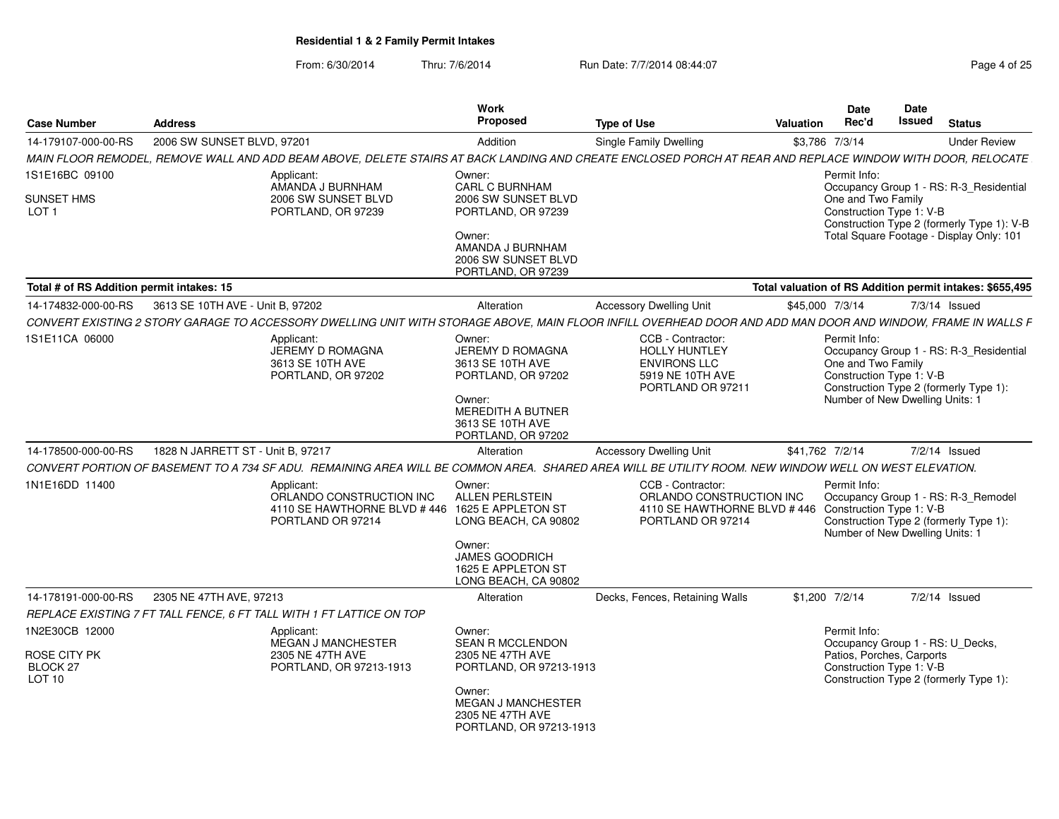# Residential 1 & 2 Family Permit Intakes

From: 6/30/2014 Thru: 7/6/2014 Run Date: 7/7/2014 08:44:07

| Case Number | Address | Work Proposed | Type of Use | Valuation | Date Rec'd | Date Issued | Status |
|---|---|---|---|---|---|---|---|
| 14-179107-000-00-RS | 2006 SW SUNSET BLVD, 97201 | Addition | Single Family Dwelling | $3,786 | 7/3/14 | | Under Review |

*MAIN FLOOR REMODEL, REMOVE WALL AND ADD BEAM ABOVE, DELETE STAIRS AT BACK LANDING AND CREATE ENCLOSED PORCH AT REAR AND REPLACE WINDOW WITH DOOR, RELOCATE*

1S1E16BC 09100
SUNSET HMS
LOT 1

Applicant:
AMANDA J BURNHAM
2006 SW SUNSET BLVD
PORTLAND, OR 97239

Owner:
CARL C BURNHAM
2006 SW SUNSET BLVD
PORTLAND, OR 97239

Owner:
AMANDA J BURNHAM
2006 SW SUNSET BLVD
PORTLAND, OR 97239

Permit Info:
Occupancy Group 1 - RS: R-3_Residential One and Two Family
Construction Type 1: V-B
Construction Type 2 (formerly Type 1): V-B
Total Square Footage - Display Only: 101

**Total # of RS Addition permit intakes: 15** — **Total valuation of RS Addition permit intakes: $655,495**

| Case Number | Address | Work Proposed | Type of Use | Valuation | Date Rec'd | Date Issued | Status |
|---|---|---|---|---|---|---|---|
| 14-174832-000-00-RS | 3613 SE 10TH AVE - Unit B, 97202 | Alteration | Accessory Dwelling Unit | $45,000 | 7/3/14 | 7/3/14 | Issued |

*CONVERT EXISTING 2 STORY GARAGE TO ACCESSORY DWELLING UNIT WITH STORAGE ABOVE, MAIN FLOOR INFILL OVERHEAD DOOR AND ADD MAN DOOR AND WINDOW, FRAME IN WALLS F*

1S1E11CA 06000

Applicant:
JEREMY D ROMAGNA
3613 SE 10TH AVE
PORTLAND, OR 97202

Owner:
JEREMY D ROMAGNA
3613 SE 10TH AVE
PORTLAND, OR 97202

Owner:
MEREDITH A BUTNER
3613 SE 10TH AVE
PORTLAND, OR 97202

CCB - Contractor:
HOLLY HUNTLEY
ENVIRONS LLC
5919 NE 10TH AVE
PORTLAND OR 97211

Permit Info:
Occupancy Group 1 - RS: R-3_Residential One and Two Family
Construction Type 1: V-B
Construction Type 2 (formerly Type 1):
Number of New Dwelling Units: 1

| Case Number | Address | Work Proposed | Type of Use | Valuation | Date Rec'd | Date Issued | Status |
|---|---|---|---|---|---|---|---|
| 14-178500-000-00-RS | 1828 N JARRETT ST - Unit B, 97217 | Alteration | Accessory Dwelling Unit | $41,762 | 7/2/14 | 7/2/14 | Issued |

*CONVERT PORTION OF BASEMENT TO A 734 SF ADU. REMAINING AREA WILL BE COMMON AREA. SHARED AREA WILL BE UTILITY ROOM. NEW WINDOW WELL ON WEST ELEVATION.*

1N1E16DD 11400

Applicant:
ORLANDO CONSTRUCTION INC
4110 SE HAWTHORNE BLVD # 446
PORTLAND OR 97214

Owner:
ALLEN PERLSTEIN
1625 E APPLETON ST
LONG BEACH, CA 90802

Owner:
JAMES GOODRICH
1625 E APPLETON ST
LONG BEACH, CA 90802

CCB - Contractor:
ORLANDO CONSTRUCTION INC
4110 SE HAWTHORNE BLVD # 446
PORTLAND OR 97214

Permit Info:
Occupancy Group 1 - RS: R-3_Remodel
Construction Type 1: V-B
Construction Type 2 (formerly Type 1):
Number of New Dwelling Units: 1

| Case Number | Address | Work Proposed | Type of Use | Valuation | Date Rec'd | Date Issued | Status |
|---|---|---|---|---|---|---|---|
| 14-178191-000-00-RS | 2305 NE 47TH AVE, 97213 | Alteration | Decks, Fences, Retaining Walls | $1,200 | 7/2/14 | 7/2/14 | Issued |

*REPLACE EXISTING 7 FT TALL FENCE, 6 FT TALL WITH 1 FT LATTICE ON TOP*

1N2E30CB 12000
ROSE CITY PK
BLOCK 27
LOT 10

Applicant:
MEGAN J MANCHESTER
2305 NE 47TH AVE
PORTLAND, OR 97213-1913

Owner:
SEAN R MCCLENDON
2305 NE 47TH AVE
PORTLAND, OR 97213-1913

Owner:
MEGAN J MANCHESTER
2305 NE 47TH AVE
PORTLAND, OR 97213-1913

Permit Info:
Occupancy Group 1 - RS: U_Decks, Patios, Porches, Carports
Construction Type 1: V-B
Construction Type 2 (formerly Type 1):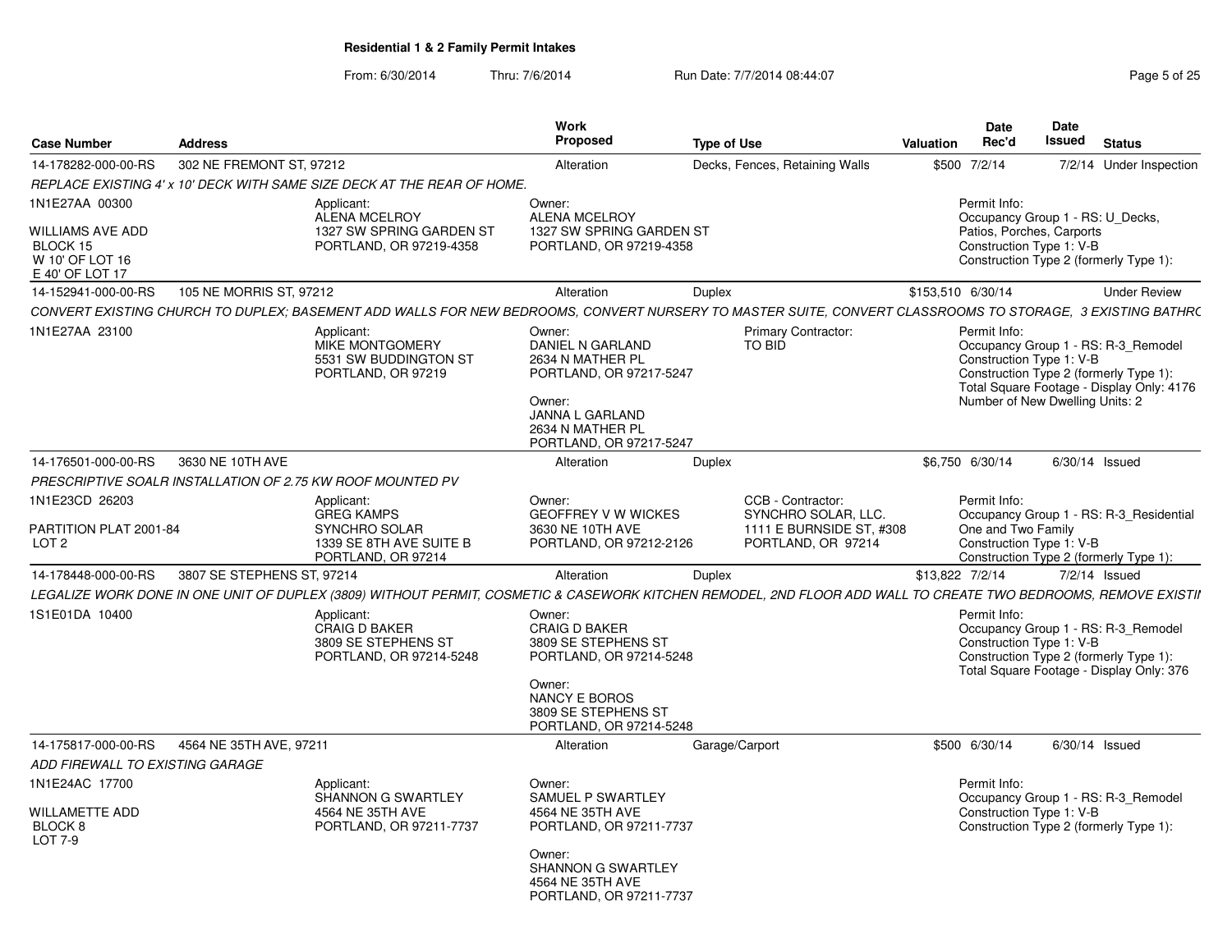## Residential 1 & 2 Family Permit Intakes

From: 6/30/2014 Thru: 7/6/2014 Run Date: 7/7/2014 08:44:07

| Case Number | Address | Work Proposed | Type of Use | Valuation | Date Rec'd | Date Issued | Status |
|---|---|---|---|---|---|---|---|
| 14-178282-000-00-RS | 302 NE FREMONT ST, 97212 | Alteration | Decks, Fences, Retaining Walls | $500 | 7/2/14 | 7/2/14 | Under Inspection |
| 14-152941-000-00-RS | 105 NE MORRIS ST, 97212 | Alteration | Duplex | $153,510 | 6/30/14 | | Under Review |
| 14-176501-000-00-RS | 3630 NE 10TH AVE | Alteration | Duplex | $6,750 | 6/30/14 | 6/30/14 | Issued |
| 14-178448-000-00-RS | 3807 SE STEPHENS ST, 97214 | Alteration | Duplex | $13,822 | 7/2/14 | 7/2/14 | Issued |
| 14-175817-000-00-RS | 4564 NE 35TH AVE, 97211 | Alteration | Garage/Carport | $500 | 6/30/14 | 6/30/14 | Issued |

### 14-178282-000-00-RS — 302 NE FREMONT ST, 97212

*REPLACE EXISTING 4' x 10' DECK WITH SAME SIZE DECK AT THE REAR OF HOME.*

1N1E27AA 00300
WILLIAMS AVE ADD
BLOCK 15
W 10' OF LOT 16
E 40' OF LOT 17

Applicant:
ALENA MCELROY
1327 SW SPRING GARDEN ST
PORTLAND, OR 97219-4358

Owner:
ALENA MCELROY
1327 SW SPRING GARDEN ST
PORTLAND, OR 97219-4358

Permit Info:
Occupancy Group 1 - RS: U_Decks, Patios, Porches, Carports
Construction Type 1: V-B
Construction Type 2 (formerly Type 1):

### 14-152941-000-00-RS — 105 NE MORRIS ST, 97212

*CONVERT EXISTING CHURCH TO DUPLEX; BASEMENT ADD WALLS FOR NEW BEDROOMS, CONVERT NURSERY TO MASTER SUITE, CONVERT CLASSROOMS TO STORAGE, 3 EXISTING BATHRC*

1N1E27AA 23100

Applicant:
MIKE MONTGOMERY
5531 SW BUDDINGTON ST
PORTLAND, OR 97219

Owner:
DANIEL N GARLAND
2634 N MATHER PL
PORTLAND, OR 97217-5247

Owner:
JANNA L GARLAND
2634 N MATHER PL
PORTLAND, OR 97217-5247

Primary Contractor:
TO BID

Permit Info:
Occupancy Group 1 - RS: R-3_Remodel
Construction Type 1: V-B
Construction Type 2 (formerly Type 1):
Total Square Footage - Display Only: 4176
Number of New Dwelling Units: 2

### 14-176501-000-00-RS — 3630 NE 10TH AVE

*PRESCRIPTIVE SOALR INSTALLATION OF 2.75 KW ROOF MOUNTED PV*

1N1E23CD 26203
PARTITION PLAT 2001-84
LOT 2

Applicant:
GREG KAMPS
SYNCHRO SOLAR
1339 SE 8TH AVE SUITE B
PORTLAND, OR 97214

Owner:
GEOFFREY V W WICKES
3630 NE 10TH AVE
PORTLAND, OR 97212-2126

CCB - Contractor:
SYNCHRO SOLAR, LLC.
1111 E BURNSIDE ST, #308
PORTLAND, OR 97214

Permit Info:
Occupancy Group 1 - RS: R-3_Residential One and Two Family
Construction Type 1: V-B
Construction Type 2 (formerly Type 1):

### 14-178448-000-00-RS — 3807 SE STEPHENS ST, 97214

*LEGALIZE WORK DONE IN ONE UNIT OF DUPLEX (3809) WITHOUT PERMIT, COSMETIC & CASEWORK KITCHEN REMODEL, 2ND FLOOR ADD WALL TO CREATE TWO BEDROOMS, REMOVE EXISTI*

1S1E01DA 10400

Applicant:
CRAIG D BAKER
3809 SE STEPHENS ST
PORTLAND, OR 97214-5248

Owner:
CRAIG D BAKER
3809 SE STEPHENS ST
PORTLAND, OR 97214-5248

Owner:
NANCY E BOROS
3809 SE STEPHENS ST
PORTLAND, OR 97214-5248

Permit Info:
Occupancy Group 1 - RS: R-3_Remodel
Construction Type 1: V-B
Construction Type 2 (formerly Type 1):
Total Square Footage - Display Only: 376

### 14-175817-000-00-RS — 4564 NE 35TH AVE, 97211

*ADD FIREWALL TO EXISTING GARAGE*

1N1E24AC 17700
WILLAMETTE ADD
BLOCK 8
LOT 7-9

Applicant:
SHANNON G SWARTLEY
4564 NE 35TH AVE
PORTLAND, OR 97211-7737

Owner:
SAMUEL P SWARTLEY
4564 NE 35TH AVE
PORTLAND, OR 97211-7737

Owner:
SHANNON G SWARTLEY
4564 NE 35TH AVE
PORTLAND, OR 97211-7737

Permit Info:
Occupancy Group 1 - RS: R-3_Remodel
Construction Type 1: V-B
Construction Type 2 (formerly Type 1):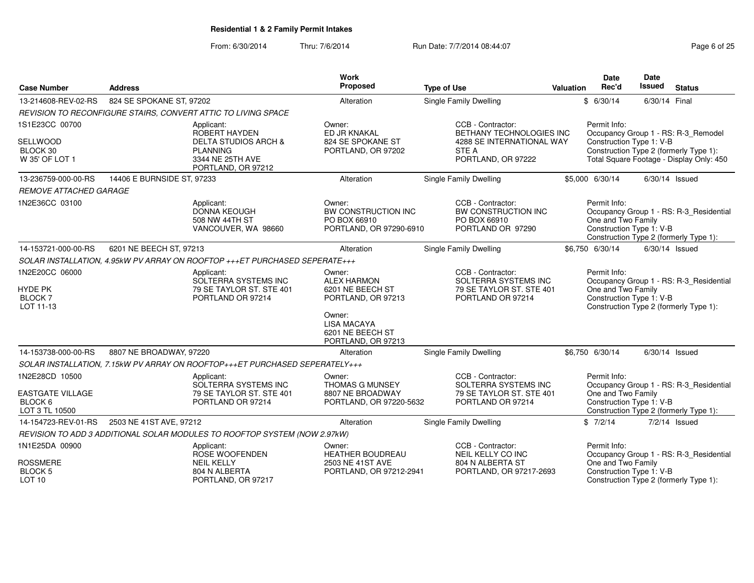**Residential 1 & 2 Family Permit Intakes**

From: 6/30/2014 Thru: 7/6/2014 Run Date: 7/7/2014 08:44:07

| Case Number | Address | Work Proposed | Type of Use | Valuation | Date Rec'd | Date Issued | Status |
|---|---|---|---|---|---|---|---|
| 13-214608-REV-02-RS | 824 SE SPOKANE ST, 97202 | Alteration | Single Family Dwelling | $ | 6/30/14 | 6/30/14 | Final |

*REVISION TO RECONFIGURE STAIRS, CONVERT ATTIC TO LIVING SPACE*

| Parcel | Applicant | Owner | CCB - Contractor | Permit Info |
|---|---|---|---|---|
| 1S1E23CC 00700<br>SELLWOOD<br>BLOCK 30<br>W 35' OF LOT 1 | ROBERT HAYDEN<br>DELTA STUDIOS ARCH & PLANNING<br>3344 NE 25TH AVE<br>PORTLAND, OR 97212 | ED JR KNAKAL<br>824 SE SPOKANE ST<br>PORTLAND, OR 97202 | BETHANY TECHNOLOGIES INC<br>4288 SE INTERNATIONAL WAY<br>STE A<br>PORTLAND, OR 97222 | Occupancy Group 1 - RS: R-3_Remodel<br>Construction Type 1: V-B<br>Construction Type 2 (formerly Type 1):<br>Total Square Footage - Display Only: 450 |

| Case Number | Address | Work Proposed | Type of Use | Valuation | Date Rec'd | Date Issued | Status |
|---|---|---|---|---|---|---|---|
| 13-236759-000-00-RS | 14406 E BURNSIDE ST, 97233 | Alteration | Single Family Dwelling | $5,000 | 6/30/14 | 6/30/14 | Issued |

*REMOVE ATTACHED GARAGE*

| Parcel | Applicant | Owner | CCB - Contractor | Permit Info |
|---|---|---|---|---|
| 1N2E36CC 03100 | DONNA KEOUGH<br>508 NW 44TH ST<br>VANCOUVER, WA 98660 | BW CONSTRUCTION INC<br>PO BOX 66910<br>PORTLAND, OR 97290-6910 | BW CONSTRUCTION INC<br>PO BOX 66910<br>PORTLAND OR 97290 | Occupancy Group 1 - RS: R-3_Residential One and Two Family<br>Construction Type 1: V-B<br>Construction Type 2 (formerly Type 1): |

| Case Number | Address | Work Proposed | Type of Use | Valuation | Date Rec'd | Date Issued | Status |
|---|---|---|---|---|---|---|---|
| 14-153721-000-00-RS | 6201 NE BEECH ST, 97213 | Alteration | Single Family Dwelling | $6,750 | 6/30/14 | 6/30/14 | Issued |

*SOLAR INSTALLATION, 4.95kW PV ARRAY ON ROOFTOP +++ET PURCHASED SEPERATE+++*

| Parcel | Applicant | Owner | CCB - Contractor | Permit Info |
|---|---|---|---|---|
| 1N2E20CC 06000<br>HYDE PK<br>BLOCK 7<br>LOT 11-13 | SOLTERRA SYSTEMS INC<br>79 SE TAYLOR ST. STE 401<br>PORTLAND OR 97214 | ALEX HARMON<br>6201 NE BEECH ST<br>PORTLAND, OR 97213<br><br>Owner:<br>LISA MACAYA<br>6201 NE BEECH ST<br>PORTLAND, OR 97213 | SOLTERRA SYSTEMS INC<br>79 SE TAYLOR ST. STE 401<br>PORTLAND OR 97214 | Occupancy Group 1 - RS: R-3_Residential One and Two Family<br>Construction Type 1: V-B<br>Construction Type 2 (formerly Type 1): |

| Case Number | Address | Work Proposed | Type of Use | Valuation | Date Rec'd | Date Issued | Status |
|---|---|---|---|---|---|---|---|
| 14-153738-000-00-RS | 8807 NE BROADWAY, 97220 | Alteration | Single Family Dwelling | $6,750 | 6/30/14 | 6/30/14 | Issued |

*SOLAR INSTALLATION, 7.15kW PV ARRAY ON ROOFTOP+++ET PURCHASED SEPERATELY+++*

| Parcel | Applicant | Owner | CCB - Contractor | Permit Info |
|---|---|---|---|---|
| 1N2E28CD 10500<br>EASTGATE VILLAGE<br>BLOCK 6<br>LOT 3 TL 10500 | SOLTERRA SYSTEMS INC<br>79 SE TAYLOR ST. STE 401<br>PORTLAND OR 97214 | THOMAS G MUNSEY<br>8807 NE BROADWAY<br>PORTLAND, OR 97220-5632 | SOLTERRA SYSTEMS INC<br>79 SE TAYLOR ST. STE 401<br>PORTLAND OR 97214 | Occupancy Group 1 - RS: R-3_Residential One and Two Family<br>Construction Type 1: V-B<br>Construction Type 2 (formerly Type 1): |

| Case Number | Address | Work Proposed | Type of Use | Valuation | Date Rec'd | Date Issued | Status |
|---|---|---|---|---|---|---|---|
| 14-154723-REV-01-RS | 2503 NE 41ST AVE, 97212 | Alteration | Single Family Dwelling | $ | 7/2/14 | 7/2/14 | Issued |

*REVISION TO ADD 3 ADDITIONAL SOLAR MODULES TO ROOFTOP SYSTEM (NOW 2.97kW)*

| Parcel | Applicant | Owner | CCB - Contractor | Permit Info |
|---|---|---|---|---|
| 1N1E25DA 00900<br>ROSSMERE<br>BLOCK 5<br>LOT 10 | ROSE WOOFENDEN<br>NEIL KELLY<br>804 N ALBERTA<br>PORTLAND, OR 97217 | HEATHER BOUDREAU<br>2503 NE 41ST AVE<br>PORTLAND, OR 97212-2941 | NEIL KELLY CO INC<br>804 N ALBERTA ST<br>PORTLAND, OR 97217-2693 | Occupancy Group 1 - RS: R-3_Residential One and Two Family<br>Construction Type 1: V-B<br>Construction Type 2 (formerly Type 1): |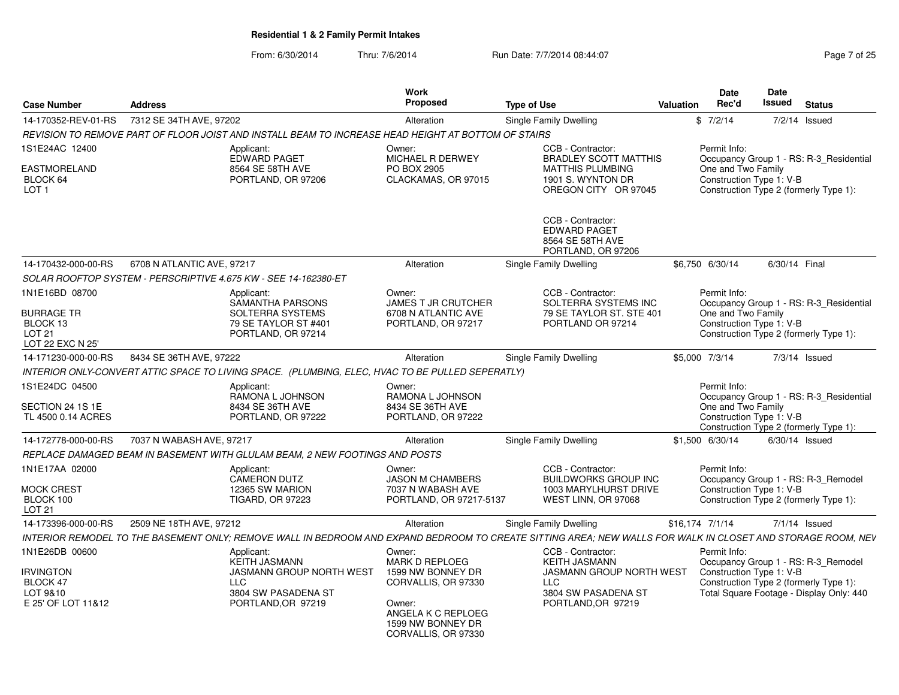# Residential 1 & 2 Family Permit Intakes

From: 6/30/2014 Thru: 7/6/2014 Run Date: 7/7/2014 08:44:07

| Case Number | Address | Work Proposed | Type of Use | Valuation | Date Rec'd | Date Issued | Status |
|---|---|---|---|---|---|---|---|
| 14-170352-REV-01-RS | 7312 SE 34TH AVE, 97202 | Alteration | Single Family Dwelling | $ | 7/2/14 | 7/2/14 | Issued |

*REVISION TO REMOVE PART OF FLOOR JOIST AND INSTALL BEAM TO INCREASE HEAD HEIGHT AT BOTTOM OF STAIRS*

1S1E24AC 12400
EASTMORELAND
BLOCK 64
LOT 1

Applicant: EDWARD PAGET, 8564 SE 58TH AVE, PORTLAND, OR 97206

Owner: MICHAEL R DERWEY, PO BOX 2905, CLACKAMAS, OR 97015

CCB - Contractor: BRADLEY SCOTT MATTHIS, MATTHIS PLUMBING, 1901 S. WYNTON DR, OREGON CITY OR 97045

CCB - Contractor: EDWARD PAGET, 8564 SE 58TH AVE, PORTLAND, OR 97206

Permit Info: Occupancy Group 1 - RS: R-3_Residential One and Two Family; Construction Type 1: V-B; Construction Type 2 (formerly Type 1):

| Case Number | Address | Work Proposed | Type of Use | Valuation | Date Rec'd | Date Issued | Status |
|---|---|---|---|---|---|---|---|
| 14-170432-000-00-RS | 6708 N ATLANTIC AVE, 97217 | Alteration | Single Family Dwelling | $6,750 | 6/30/14 | 6/30/14 | Final |

*SOLAR ROOFTOP SYSTEM - PERSCRIPTIVE 4.675 KW - SEE 14-162380-ET*

1N1E16BD 08700
BURRAGE TR
BLOCK 13
LOT 21
LOT 22 EXC N 25'

Applicant: SAMANTHA PARSONS, SOLTERRA SYSTEMS, 79 SE TAYLOR ST #401, PORTLAND, OR 97214

Owner: JAMES T JR CRUTCHER, 6708 N ATLANTIC AVE, PORTLAND, OR 97217

CCB - Contractor: SOLTERRA SYSTEMS INC, 79 SE TAYLOR ST. STE 401, PORTLAND OR 97214

Permit Info: Occupancy Group 1 - RS: R-3_Residential One and Two Family; Construction Type 1: V-B; Construction Type 2 (formerly Type 1):

| Case Number | Address | Work Proposed | Type of Use | Valuation | Date Rec'd | Date Issued | Status |
|---|---|---|---|---|---|---|---|
| 14-171230-000-00-RS | 8434 SE 36TH AVE, 97222 | Alteration | Single Family Dwelling | $5,000 | 7/3/14 | 7/3/14 | Issued |

*INTERIOR ONLY-CONVERT ATTIC SPACE TO LIVING SPACE. (PLUMBING, ELEC, HVAC TO BE PULLED SEPERATLY)*

1S1E24DC 04500
SECTION 24 1S 1E
TL 4500 0.14 ACRES

Applicant: RAMONA L JOHNSON, 8434 SE 36TH AVE, PORTLAND, OR 97222

Owner: RAMONA L JOHNSON, 8434 SE 36TH AVE, PORTLAND, OR 97222

Permit Info: Occupancy Group 1 - RS: R-3_Residential One and Two Family; Construction Type 1: V-B; Construction Type 2 (formerly Type 1):

| Case Number | Address | Work Proposed | Type of Use | Valuation | Date Rec'd | Date Issued | Status |
|---|---|---|---|---|---|---|---|
| 14-172778-000-00-RS | 7037 N WABASH AVE, 97217 | Alteration | Single Family Dwelling | $1,500 | 6/30/14 | 6/30/14 | Issued |

*REPLACE DAMAGED BEAM IN BASEMENT WITH GLULAM BEAM, 2 NEW FOOTINGS AND POSTS*

1N1E17AA 02000
MOCK CREST
BLOCK 100
LOT 21

Applicant: CAMERON DUTZ, 12365 SW MARION, TIGARD, OR 97223

Owner: JASON M CHAMBERS, 7037 N WABASH AVE, PORTLAND, OR 97217-5137

CCB - Contractor: BUILDWORKS GROUP INC, 1003 MARYLHURST DRIVE, WEST LINN, OR 97068

Permit Info: Occupancy Group 1 - RS: R-3_Remodel; Construction Type 1: V-B; Construction Type 2 (formerly Type 1):

| Case Number | Address | Work Proposed | Type of Use | Valuation | Date Rec'd | Date Issued | Status |
|---|---|---|---|---|---|---|---|
| 14-173396-000-00-RS | 2509 NE 18TH AVE, 97212 | Alteration | Single Family Dwelling | $16,174 | 7/1/14 | 7/1/14 | Issued |

*INTERIOR REMODEL TO THE BASEMENT ONLY; REMOVE WALL IN BEDROOM AND EXPAND BEDROOM TO CREATE SITTING AREA; NEW WALLS FOR WALK IN CLOSET AND STORAGE ROOM, NEV*

1N1E26DB 00600
IRVINGTON
BLOCK 47
LOT 9&10
E 25' OF LOT 11&12

Applicant: KEITH JASMANN, JASMANN GROUP NORTH WEST LLC, 3804 SW PASADENA ST, PORTLAND,OR 97219

Owner: MARK D REPLOEG, 1599 NW BONNEY DR, CORVALLIS, OR 97330

Owner: ANGELA K C REPLOEG, 1599 NW BONNEY DR, CORVALLIS, OR 97330

CCB - Contractor: KEITH JASMANN, JASMANN GROUP NORTH WEST LLC, 3804 SW PASADENA ST, PORTLAND,OR 97219

Permit Info: Occupancy Group 1 - RS: R-3_Remodel; Construction Type 1: V-B; Construction Type 2 (formerly Type 1):; Total Square Footage - Display Only: 440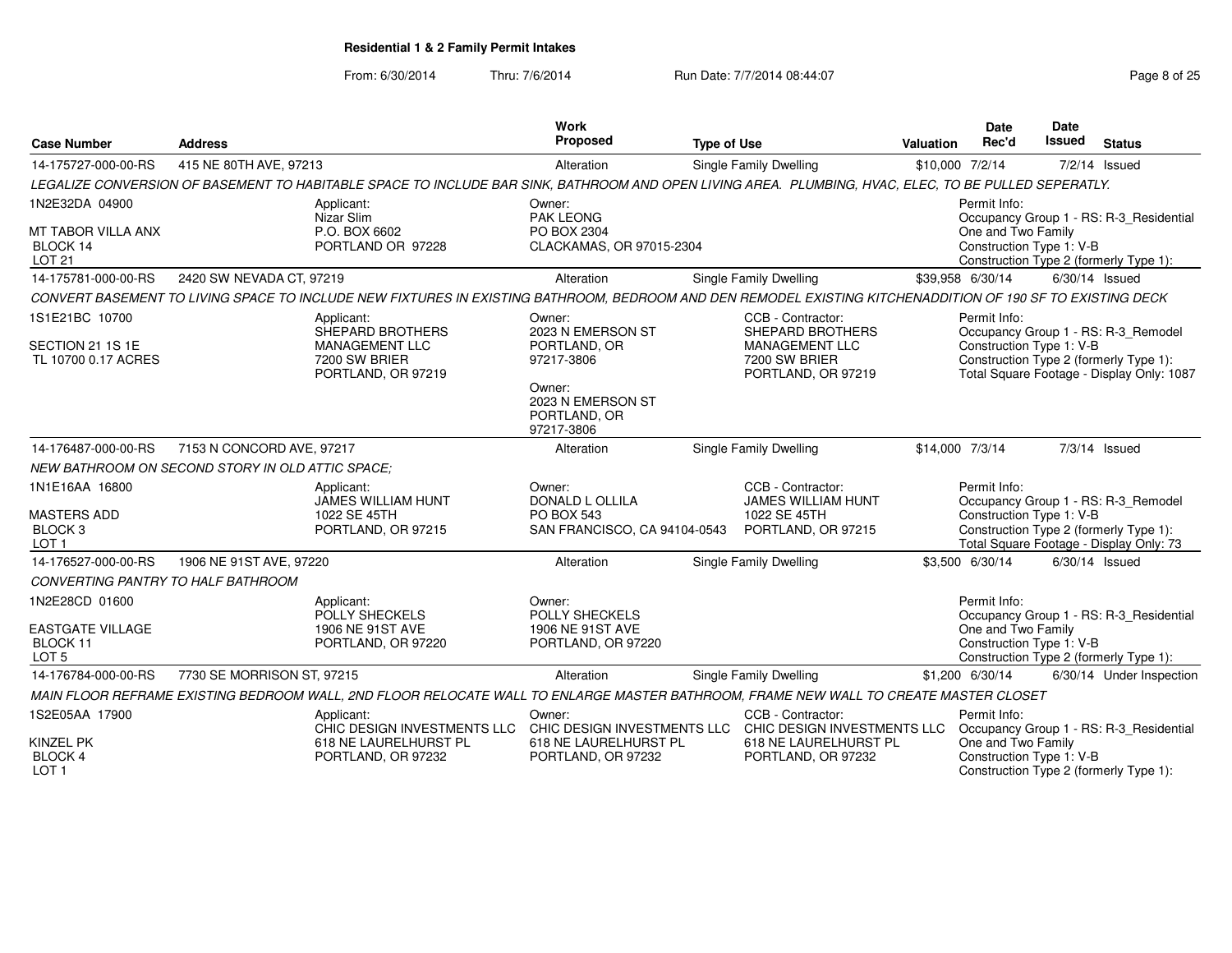**Residential 1 & 2 Family Permit Intakes**

From: 6/30/2014 Thru: 7/6/2014 Run Date: 7/7/2014 08:44:07

| Case Number | Address | Work Proposed | Type of Use | Valuation | Date Rec'd | Date Issued | Status |
|---|---|---|---|---|---|---|---|
| 14-175727-000-00-RS | 415 NE 80TH AVE, 97213 | Alteration | Single Family Dwelling | $10,000 | 7/2/14 | 7/2/14 | Issued |

*LEGALIZE CONVERSION OF BASEMENT TO HABITABLE SPACE TO INCLUDE BAR SINK, BATHROOM AND OPEN LIVING AREA. PLUMBING, HVAC, ELEC, TO BE PULLED SEPERATLY.*

1N2E32DA 04900
MT TABOR VILLA ANX
BLOCK 14
LOT 21

Applicant:
Nizar Slim
P.O. BOX 6602
PORTLAND OR 97228

Owner:
PAK LEONG
PO BOX 2304
CLACKAMAS, OR 97015-2304

Permit Info:
Occupancy Group 1 - RS: R-3_Residential One and Two Family
Construction Type 1: V-B
Construction Type 2 (formerly Type 1):

| Case Number | Address | Work Proposed | Type of Use | Valuation | Date Rec'd | Date Issued | Status |
|---|---|---|---|---|---|---|---|
| 14-175781-000-00-RS | 2420 SW NEVADA CT, 97219 | Alteration | Single Family Dwelling | $39,958 | 6/30/14 | 6/30/14 | Issued |

*CONVERT BASEMENT TO LIVING SPACE TO INCLUDE NEW FIXTURES IN EXISTING BATHROOM, BEDROOM AND DEN REMODEL EXISTING KITCHENADDITION OF 190 SF TO EXISTING DECK*

1S1E21BC 10700
SECTION 21 1S 1E
TL 10700 0.17 ACRES

Applicant:
SHEPARD BROTHERS MANAGEMENT LLC
7200 SW BRIER
PORTLAND, OR 97219

Owner:
2023 N EMERSON ST
PORTLAND, OR
97217-3806

Owner:
2023 N EMERSON ST
PORTLAND, OR
97217-3806

CCB - Contractor:
SHEPARD BROTHERS MANAGEMENT LLC
7200 SW BRIER
PORTLAND, OR 97219

Permit Info:
Occupancy Group 1 - RS: R-3_Remodel
Construction Type 1: V-B
Construction Type 2 (formerly Type 1):
Total Square Footage - Display Only: 1087

| Case Number | Address | Work Proposed | Type of Use | Valuation | Date Rec'd | Date Issued | Status |
|---|---|---|---|---|---|---|---|
| 14-176487-000-00-RS | 7153 N CONCORD AVE, 97217 | Alteration | Single Family Dwelling | $14,000 | 7/3/14 | 7/3/14 | Issued |

*NEW BATHROOM ON SECOND STORY IN OLD ATTIC SPACE;*

1N1E16AA 16800
MASTERS ADD
BLOCK 3
LOT 1

Applicant:
JAMES WILLIAM HUNT
1022 SE 45TH
PORTLAND, OR 97215

Owner:
DONALD L OLLILA
PO BOX 543
SAN FRANCISCO, CA 94104-0543

CCB - Contractor:
JAMES WILLIAM HUNT
1022 SE 45TH
PORTLAND, OR 97215

Permit Info:
Occupancy Group 1 - RS: R-3_Remodel
Construction Type 1: V-B
Construction Type 2 (formerly Type 1):
Total Square Footage - Display Only: 73

| Case Number | Address | Work Proposed | Type of Use | Valuation | Date Rec'd | Date Issued | Status |
|---|---|---|---|---|---|---|---|
| 14-176527-000-00-RS | 1906 NE 91ST AVE, 97220 | Alteration | Single Family Dwelling | $3,500 | 6/30/14 | 6/30/14 | Issued |

*CONVERTING PANTRY TO HALF BATHROOM*

1N2E28CD 01600
EASTGATE VILLAGE
BLOCK 11
LOT 5

Applicant:
POLLY SHECKELS
1906 NE 91ST AVE
PORTLAND, OR 97220

Owner:
POLLY SHECKELS
1906 NE 91ST AVE
PORTLAND, OR 97220

Permit Info:
Occupancy Group 1 - RS: R-3_Residential One and Two Family
Construction Type 1: V-B
Construction Type 2 (formerly Type 1):

| Case Number | Address | Work Proposed | Type of Use | Valuation | Date Rec'd | Date Issued | Status |
|---|---|---|---|---|---|---|---|
| 14-176784-000-00-RS | 7730 SE MORRISON ST, 97215 | Alteration | Single Family Dwelling | $1,200 | 6/30/14 | 6/30/14 | Under Inspection |

*MAIN FLOOR REFRAME EXISTING BEDROOM WALL, 2ND FLOOR RELOCATE WALL TO ENLARGE MASTER BATHROOM, FRAME NEW WALL TO CREATE MASTER CLOSET*

1S2E05AA 17900
KINZEL PK
BLOCK 4
LOT 1

Applicant:
CHIC DESIGN INVESTMENTS LLC
618 NE LAURELHURST PL
PORTLAND, OR 97232

Owner:
CHIC DESIGN INVESTMENTS LLC
618 NE LAURELHURST PL
PORTLAND, OR 97232

CCB - Contractor:
CHIC DESIGN INVESTMENTS LLC
618 NE LAURELHURST PL
PORTLAND, OR 97232

Permit Info:
Occupancy Group 1 - RS: R-3_Residential One and Two Family
Construction Type 1: V-B
Construction Type 2 (formerly Type 1):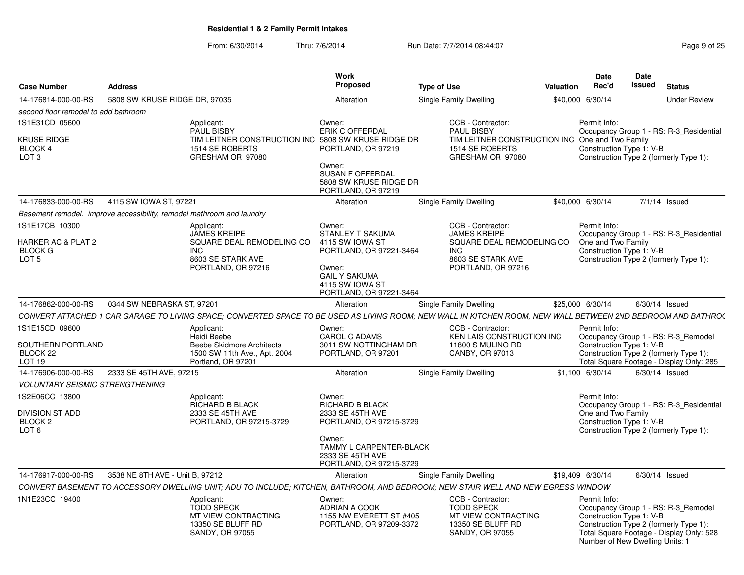**Residential 1 & 2 Family Permit Intakes**

From: 6/30/2014 Thru: 7/6/2014 Run Date: 7/7/2014 08:44:07

| Case Number | Address | Work Proposed | Type of Use | Valuation | Date Rec'd | Date Issued | Status |
|---|---|---|---|---|---|---|---|
| 14-176814-000-00-RS | 5808 SW KRUSE RIDGE DR, 97035 | Alteration | Single Family Dwelling | $40,000 | 6/30/14 | | Under Review |

*second floor remodel to add bathroom*

1S1E31CD 05600
KRUSE RIDGE
BLOCK 4
LOT 3

Applicant:
PAUL BISBY
TIM LEITNER CONSTRUCTION INC
1514 SE ROBERTS
GRESHAM OR 97080

Owner:
ERIK C OFFERDAL
5808 SW KRUSE RIDGE DR
PORTLAND, OR 97219

Owner:
SUSAN F OFFERDAL
5808 SW KRUSE RIDGE DR
PORTLAND, OR 97219

CCB - Contractor:
PAUL BISBY
TIM LEITNER CONSTRUCTION INC
1514 SE ROBERTS
GRESHAM OR 97080

Permit Info:
Occupancy Group 1 - RS: R-3_Residential One and Two Family
Construction Type 1: V-B
Construction Type 2 (formerly Type 1):

---

| Case Number | Address | Work Proposed | Type of Use | Valuation | Date Rec'd | Date Issued | Status |
|---|---|---|---|---|---|---|---|
| 14-176833-000-00-RS | 4115 SW IOWA ST, 97221 | Alteration | Single Family Dwelling | $40,000 | 6/30/14 | 7/1/14 | Issued |

*Basement remodel. improve accessibility, remodel mathroom and laundry*

1S1E17CB 10300
HARKER AC & PLAT 2
BLOCK G
LOT 5

Applicant:
JAMES KREIPE
SQUARE DEAL REMODELING CO INC
8603 SE STARK AVE
PORTLAND, OR 97216

Owner:
STANLEY T SAKUMA
4115 SW IOWA ST
PORTLAND, OR 97221-3464

Owner:
GAIL Y SAKUMA
4115 SW IOWA ST
PORTLAND, OR 97221-3464

CCB - Contractor:
JAMES KREIPE
SQUARE DEAL REMODELING CO INC
8603 SE STARK AVE
PORTLAND, OR 97216

Permit Info:
Occupancy Group 1 - RS: R-3_Residential One and Two Family
Construction Type 1: V-B
Construction Type 2 (formerly Type 1):

---

| Case Number | Address | Work Proposed | Type of Use | Valuation | Date Rec'd | Date Issued | Status |
|---|---|---|---|---|---|---|---|
| 14-176862-000-00-RS | 0344 SW NEBRASKA ST, 97201 | Alteration | Single Family Dwelling | $25,000 | 6/30/14 | 6/30/14 | Issued |

*CONVERT ATTACHED 1 CAR GARAGE TO LIVING SPACE; CONVERTED SPACE TO BE USED AS LIVING ROOM; NEW WALL IN KITCHEN ROOM, NEW WALL BETWEEN 2ND BEDROOM AND BATHRO(*

1S1E15CD 09600
SOUTHERN PORTLAND
BLOCK 22
LOT 19

Applicant:
Heidi Beebe
Beebe Skidmore Architects
1500 SW 11th Ave., Apt. 2004
Portland, OR 97201

Owner:
CAROL C ADAMS
3011 SW NOTTINGHAM DR
PORTLAND, OR 97201

CCB - Contractor:
KEN LAIS CONSTRUCTION INC
11800 S MULINO RD
CANBY, OR 97013

Permit Info:
Occupancy Group 1 - RS: R-3_Remodel
Construction Type 1: V-B
Construction Type 2 (formerly Type 1):
Total Square Footage - Display Only: 285

---

| Case Number | Address | Work Proposed | Type of Use | Valuation | Date Rec'd | Date Issued | Status |
|---|---|---|---|---|---|---|---|
| 14-176906-000-00-RS | 2333 SE 45TH AVE, 97215 | Alteration | Single Family Dwelling | $1,100 | 6/30/14 | 6/30/14 | Issued |

*VOLUNTARY SEISMIC STRENGTHENING*

1S2E06CC 13800
DIVISION ST ADD
BLOCK 2
LOT 6

Applicant:
RICHARD B BLACK
2333 SE 45TH AVE
PORTLAND, OR 97215-3729

Owner:
RICHARD B BLACK
2333 SE 45TH AVE
PORTLAND, OR 97215-3729

Owner:
TAMMY L CARPENTER-BLACK
2333 SE 45TH AVE
PORTLAND, OR 97215-3729

Permit Info:
Occupancy Group 1 - RS: R-3_Residential One and Two Family
Construction Type 1: V-B
Construction Type 2 (formerly Type 1):

---

| Case Number | Address | Work Proposed | Type of Use | Valuation | Date Rec'd | Date Issued | Status |
|---|---|---|---|---|---|---|---|
| 14-176917-000-00-RS | 3538 NE 8TH AVE - Unit B, 97212 | Alteration | Single Family Dwelling | $19,409 | 6/30/14 | 6/30/14 | Issued |

*CONVERT BASEMENT TO ACCESSORY DWELLING UNIT; ADU TO INCLUDE; KITCHEN, BATHROOM, AND BEDROOM; NEW STAIR WELL AND NEW EGRESS WINDOW*

1N1E23CC 19400

Applicant:
TODD SPECK
MT VIEW CONTRACTING
13350 SE BLUFF RD
SANDY, OR 97055

Owner:
ADRIAN A COOK
1155 NW EVERETT ST #405
PORTLAND, OR 97209-3372

CCB - Contractor:
TODD SPECK
MT VIEW CONTRACTING
13350 SE BLUFF RD
SANDY, OR 97055

Permit Info:
Occupancy Group 1 - RS: R-3_Remodel
Construction Type 1: V-B
Construction Type 2 (formerly Type 1):
Total Square Footage - Display Only: 528
Number of New Dwelling Units: 1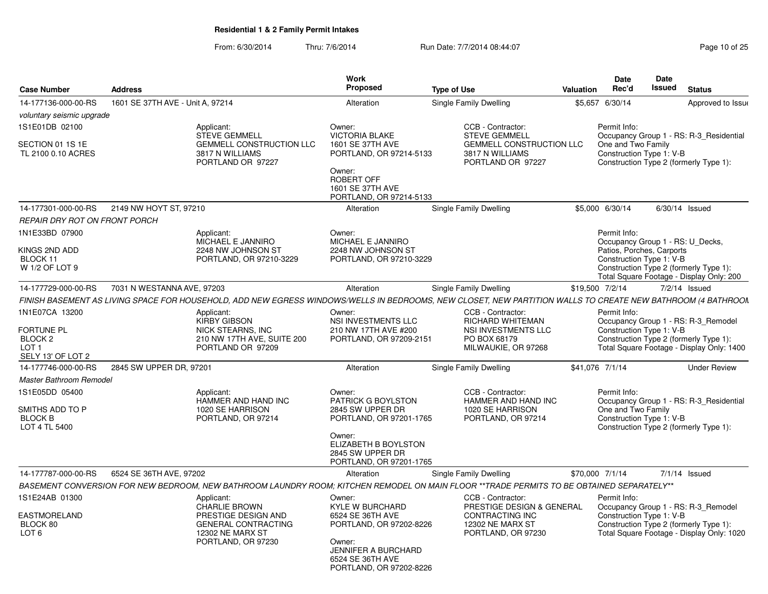**Residential 1 & 2 Family Permit Intakes**

From: 6/30/2014 Thru: 7/6/2014 Run Date: 7/7/2014 08:44:07

| Case Number | Address | Work Proposed | Type of Use | Valuation | Date Rec'd | Date Issued | Status |
|---|---|---|---|---|---|---|---|
| 14-177136-000-00-RS | 1601 SE 37TH AVE - Unit A, 97214 | Alteration | Single Family Dwelling | $5,657 | 6/30/14 | | Approved to Issue |

*voluntary seismic upgrade*

1S1E01DB 02100

SECTION 01 1S 1E
TL 2100 0.10 ACRES

Applicant:
STEVE GEMMELL
GEMMELL CONSTRUCTION LLC
3817 N WILLIAMS
PORTLAND OR 97227

Owner:
VICTORIA BLAKE
1601 SE 37TH AVE
PORTLAND, OR 97214-5133

Owner:
ROBERT OFF
1601 SE 37TH AVE
PORTLAND, OR 97214-5133

CCB - Contractor:
STEVE GEMMELL
GEMMELL CONSTRUCTION LLC
3817 N WILLIAMS
PORTLAND OR 97227

Permit Info:
Occupancy Group 1 - RS: R-3_Residential One and Two Family
Construction Type 1: V-B
Construction Type 2 (formerly Type 1):

| Case Number | Address | Work Proposed | Type of Use | Valuation | Date Rec'd | Date Issued | Status |
|---|---|---|---|---|---|---|---|
| 14-177301-000-00-RS | 2149 NW HOYT ST, 97210 | Alteration | Single Family Dwelling | $5,000 | 6/30/14 | 6/30/14 | Issued |

*REPAIR DRY ROT ON FRONT PORCH*

1N1E33BD 07900

KINGS 2ND ADD
BLOCK 11
W 1/2 OF LOT 9

Applicant:
MICHAEL E JANNIRO
2248 NW JOHNSON ST
PORTLAND, OR 97210-3229

Owner:
MICHAEL E JANNIRO
2248 NW JOHNSON ST
PORTLAND, OR 97210-3229

Permit Info:
Occupancy Group 1 - RS: U_Decks, Patios, Porches, Carports
Construction Type 1: V-B
Construction Type 2 (formerly Type 1):
Total Square Footage - Display Only: 200

| Case Number | Address | Work Proposed | Type of Use | Valuation | Date Rec'd | Date Issued | Status |
|---|---|---|---|---|---|---|---|
| 14-177729-000-00-RS | 7031 N WESTANNA AVE, 97203 | Alteration | Single Family Dwelling | $19,500 | 7/2/14 | 7/2/14 | Issued |

*FINISH BASEMENT AS LIVING SPACE FOR HOUSEHOLD, ADD NEW EGRESS WINDOWS/WELLS IN BEDROOMS, NEW CLOSET, NEW PARTITION WALLS TO CREATE NEW BATHROOM (4 BATHROOM*

1N1E07CA 13200

FORTUNE PL
BLOCK 2
LOT 1
SELY 13' OF LOT 2

Applicant:
KIRBY GIBSON
NICK STEARNS, INC
210 NW 17TH AVE, SUITE 200
PORTLAND OR 97209

Owner:
NSI INVESTMENTS LLC
210 NW 17TH AVE #200
PORTLAND, OR 97209-2151

CCB - Contractor:
RICHARD WHITEMAN
NSI INVESTMENTS LLC
PO BOX 68179
MILWAUKIE, OR 97268

Permit Info:
Occupancy Group 1 - RS: R-3_Remodel
Construction Type 1: V-B
Construction Type 2 (formerly Type 1):
Total Square Footage - Display Only: 1400

| Case Number | Address | Work Proposed | Type of Use | Valuation | Date Rec'd | Date Issued | Status |
|---|---|---|---|---|---|---|---|
| 14-177746-000-00-RS | 2845 SW UPPER DR, 97201 | Alteration | Single Family Dwelling | $41,076 | 7/1/14 | | Under Review |

*Master Bathroom Remodel*

1S1E05DD 05400

SMITHS ADD TO P
BLOCK B
LOT 4 TL 5400

Applicant:
HAMMER AND HAND INC
1020 SE HARRISON
PORTLAND, OR 97214

Owner:
PATRICK G BOYLSTON
2845 SW UPPER DR
PORTLAND, OR 97201-1765

Owner:
ELIZABETH B BOYLSTON
2845 SW UPPER DR
PORTLAND, OR 97201-1765

CCB - Contractor:
HAMMER AND HAND INC
1020 SE HARRISON
PORTLAND, OR 97214

Permit Info:
Occupancy Group 1 - RS: R-3_Residential One and Two Family
Construction Type 1: V-B
Construction Type 2 (formerly Type 1):

| Case Number | Address | Work Proposed | Type of Use | Valuation | Date Rec'd | Date Issued | Status |
|---|---|---|---|---|---|---|---|
| 14-177787-000-00-RS | 6524 SE 36TH AVE, 97202 | Alteration | Single Family Dwelling | $70,000 | 7/1/14 | 7/1/14 | Issued |

*BASEMENT CONVERSION FOR NEW BEDROOM, NEW BATHROOM LAUNDRY ROOM; KITCHEN REMODEL ON MAIN FLOOR **TRADE PERMITS TO BE OBTAINED SEPARATELY***

1S1E24AB 01300

EASTMORELAND
BLOCK 80
LOT 6

Applicant:
CHARLIE BROWN
PRESTIGE DESIGN AND GENERAL CONTRACTING
12302 NE MARX ST
PORTLAND, OR 97230

Owner:
KYLE W BURCHARD
6524 SE 36TH AVE
PORTLAND, OR 97202-8226

Owner:
JENNIFER A BURCHARD
6524 SE 36TH AVE
PORTLAND, OR 97202-8226

CCB - Contractor:
PRESTIGE DESIGN & GENERAL CONTRACTING INC
12302 NE MARX ST
PORTLAND, OR 97230

Permit Info:
Occupancy Group 1 - RS: R-3_Remodel
Construction Type 1: V-B
Construction Type 2 (formerly Type 1):
Total Square Footage - Display Only: 1020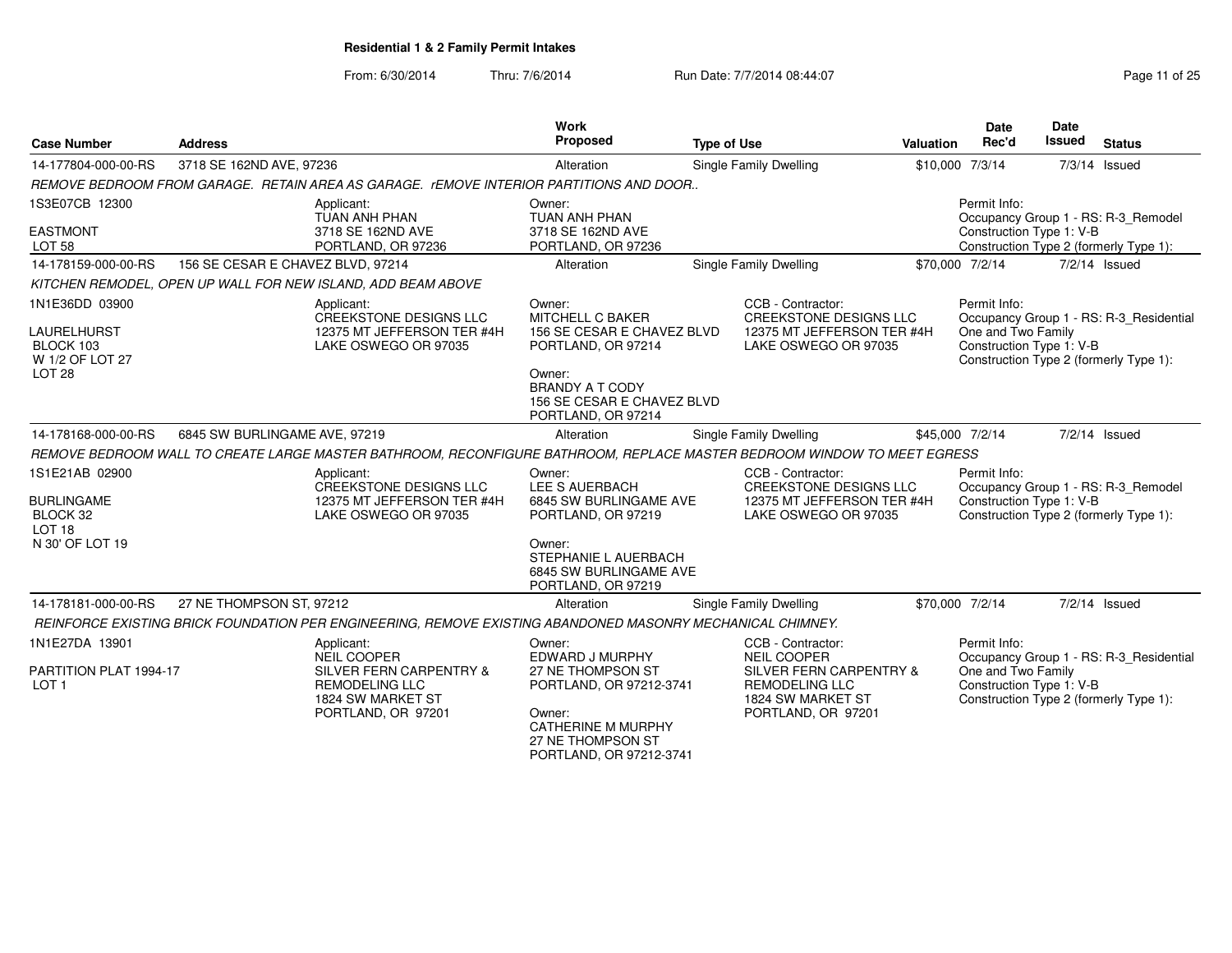**Residential 1 & 2 Family Permit Intakes**

From: 6/30/2014 Thru: 7/6/2014 Run Date: 7/7/2014 08:44:07

| Case Number | Address | Work Proposed | Type of Use | Valuation | Date Rec'd | Date Issued | Status |
|---|---|---|---|---|---|---|---|
| 14-177804-000-00-RS | 3718 SE 162ND AVE, 97236 | Alteration | Single Family Dwelling | $10,000 | 7/3/14 | 7/3/14 | Issued |

*REMOVE BEDROOM FROM GARAGE. RETAIN AREA AS GARAGE. rEMOVE INTERIOR PARTITIONS AND DOOR..*

1S3E07CB 12300
EASTMONT
LOT 58

Applicant:
TUAN ANH PHAN
3718 SE 162ND AVE
PORTLAND, OR 97236

Owner:
TUAN ANH PHAN
3718 SE 162ND AVE
PORTLAND, OR 97236

Permit Info:
Occupancy Group 1 - RS: R-3_Remodel
Construction Type 1: V-B
Construction Type 2 (formerly Type 1):

| Case Number | Address | Work Proposed | Type of Use | Valuation | Date Rec'd | Date Issued | Status |
|---|---|---|---|---|---|---|---|
| 14-178159-000-00-RS | 156 SE CESAR E CHAVEZ BLVD, 97214 | Alteration | Single Family Dwelling | $70,000 | 7/2/14 | 7/2/14 | Issued |

*KITCHEN REMODEL, OPEN UP WALL FOR NEW ISLAND, ADD BEAM ABOVE*

1N1E36DD 03900
LAURELHURST
BLOCK 103
W 1/2 OF LOT 27
LOT 28

Applicant:
CREEKSTONE DESIGNS LLC
12375 MT JEFFERSON TER #4H
LAKE OSWEGO OR 97035

Owner:
MITCHELL C BAKER
156 SE CESAR E CHAVEZ BLVD
PORTLAND, OR 97214

Owner:
BRANDY A T CODY
156 SE CESAR E CHAVEZ BLVD
PORTLAND, OR 97214

CCB - Contractor:
CREEKSTONE DESIGNS LLC
12375 MT JEFFERSON TER #4H
LAKE OSWEGO OR 97035

Permit Info:
Occupancy Group 1 - RS: R-3_Residential One and Two Family
Construction Type 1: V-B
Construction Type 2 (formerly Type 1):

| Case Number | Address | Work Proposed | Type of Use | Valuation | Date Rec'd | Date Issued | Status |
|---|---|---|---|---|---|---|---|
| 14-178168-000-00-RS | 6845 SW BURLINGAME AVE, 97219 | Alteration | Single Family Dwelling | $45,000 | 7/2/14 | 7/2/14 | Issued |

*REMOVE BEDROOM WALL TO CREATE LARGE MASTER BATHROOM, RECONFIGURE BATHROOM, REPLACE MASTER BEDROOM WINDOW TO MEET EGRESS*

1S1E21AB 02900
BURLINGAME
BLOCK 32
LOT 18
N 30' OF LOT 19

Applicant:
CREEKSTONE DESIGNS LLC
12375 MT JEFFERSON TER #4H
LAKE OSWEGO OR 97035

Owner:
LEE S AUERBACH
6845 SW BURLINGAME AVE
PORTLAND, OR 97219

Owner:
STEPHANIE L AUERBACH
6845 SW BURLINGAME AVE
PORTLAND, OR 97219

CCB - Contractor:
CREEKSTONE DESIGNS LLC
12375 MT JEFFERSON TER #4H
LAKE OSWEGO OR 97035

Permit Info:
Occupancy Group 1 - RS: R-3_Remodel
Construction Type 1: V-B
Construction Type 2 (formerly Type 1):

| Case Number | Address | Work Proposed | Type of Use | Valuation | Date Rec'd | Date Issued | Status |
|---|---|---|---|---|---|---|---|
| 14-178181-000-00-RS | 27 NE THOMPSON ST, 97212 | Alteration | Single Family Dwelling | $70,000 | 7/2/14 | 7/2/14 | Issued |

*REINFORCE EXISTING BRICK FOUNDATION PER ENGINEERING, REMOVE EXISTING ABANDONED MASONRY MECHANICAL CHIMNEY.*

1N1E27DA 13901
PARTITION PLAT 1994-17
LOT 1

Applicant:
NEIL COOPER
SILVER FERN CARPENTRY & REMODELING LLC
1824 SW MARKET ST
PORTLAND, OR 97201

Owner:
EDWARD J MURPHY
27 NE THOMPSON ST
PORTLAND, OR 97212-3741

Owner:
CATHERINE M MURPHY
27 NE THOMPSON ST
PORTLAND, OR 97212-3741

CCB - Contractor:
NEIL COOPER
SILVER FERN CARPENTRY & REMODELING LLC
1824 SW MARKET ST
PORTLAND, OR 97201

Permit Info:
Occupancy Group 1 - RS: R-3_Residential One and Two Family
Construction Type 1: V-B
Construction Type 2 (formerly Type 1):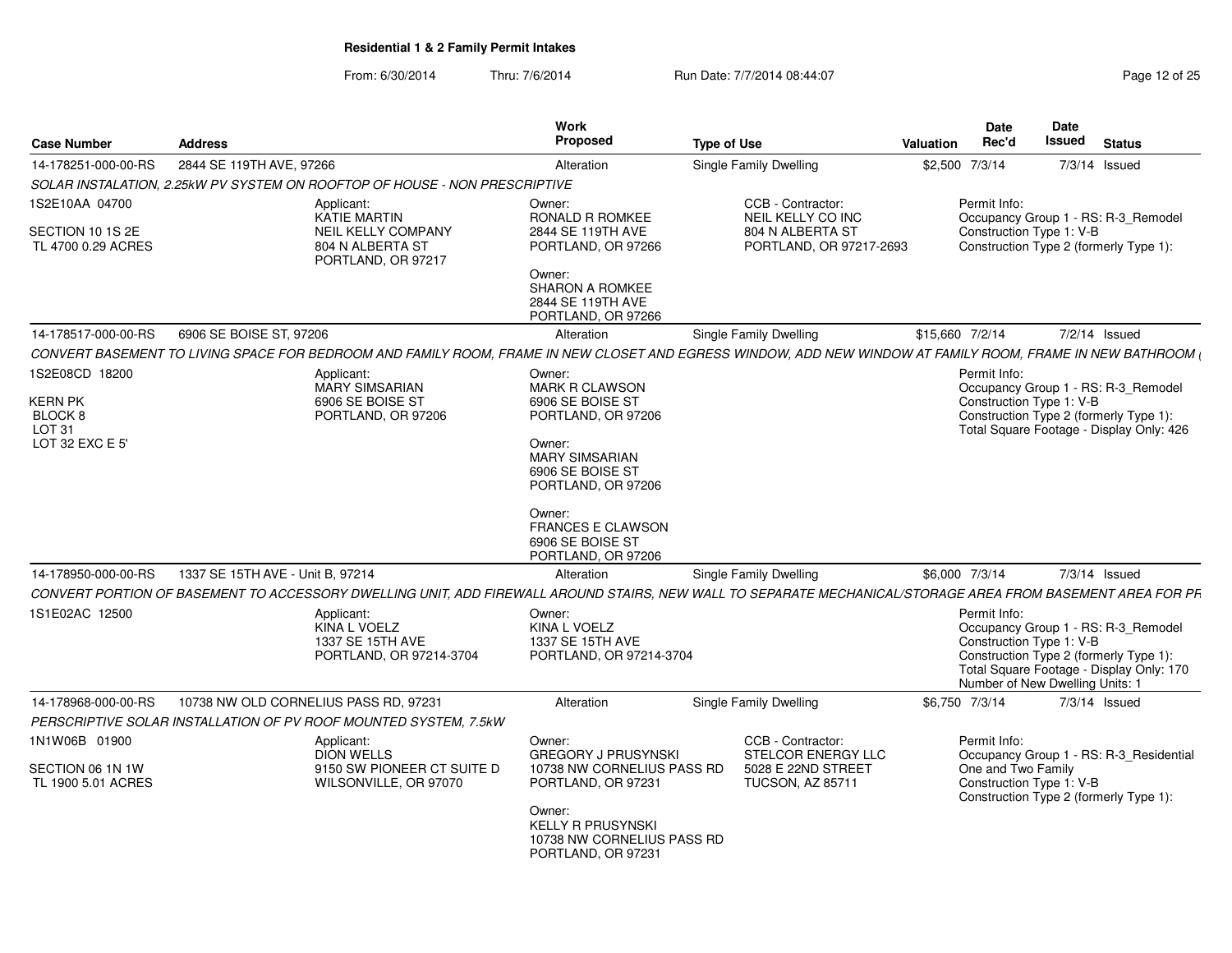# Residential 1 & 2 Family Permit Intakes

From: 6/30/2014 Thru: 7/6/2014 Run Date: 7/7/2014 08:44:07

| Case Number | Address | Work Proposed | Type of Use | Valuation | Date Rec'd | Date Issued | Status |
|---|---|---|---|---|---|---|---|
| 14-178251-000-00-RS | 2844 SE 119TH AVE, 97266 | Alteration | Single Family Dwelling | $2,500 | 7/3/14 | 7/3/14 | Issued |

SOLAR INSTALATION, 2.25kW PV SYSTEM ON ROOFTOP OF HOUSE - NON PRESCRIPTIVE

1S2E10AA 04700
SECTION 10 1S 2E
TL 4700 0.29 ACRES

Applicant:
KATIE MARTIN
NEIL KELLY COMPANY
804 N ALBERTA ST
PORTLAND, OR 97217

Owner:
RONALD R ROMKEE
2844 SE 119TH AVE
PORTLAND, OR 97266

Owner:
SHARON A ROMKEE
2844 SE 119TH AVE
PORTLAND, OR 97266

CCB - Contractor:
NEIL KELLY CO INC
804 N ALBERTA ST
PORTLAND, OR 97217-2693

Permit Info:
Occupancy Group 1 - RS: R-3_Remodel
Construction Type 1: V-B
Construction Type 2 (formerly Type 1):

| Case Number | Address | Work Proposed | Type of Use | Valuation | Date Rec'd | Date Issued | Status |
|---|---|---|---|---|---|---|---|
| 14-178517-000-00-RS | 6906 SE BOISE ST, 97206 | Alteration | Single Family Dwelling | $15,660 | 7/2/14 | 7/2/14 | Issued |

CONVERT BASEMENT TO LIVING SPACE FOR BEDROOM AND FAMILY ROOM, FRAME IN NEW CLOSET AND EGRESS WINDOW, ADD NEW WINDOW AT FAMILY ROOM, FRAME IN NEW BATHROOM (

1S2E08CD 18200
KERN PK
BLOCK 8
LOT 31
LOT 32 EXC E 5'

Applicant:
MARY SIMSARIAN
6906 SE BOISE ST
PORTLAND, OR 97206

Owner:
MARK R CLAWSON
6906 SE BOISE ST
PORTLAND, OR 97206

Owner:
MARY SIMSARIAN
6906 SE BOISE ST
PORTLAND, OR 97206

Owner:
FRANCES E CLAWSON
6906 SE BOISE ST
PORTLAND, OR 97206

Permit Info:
Occupancy Group 1 - RS: R-3_Remodel
Construction Type 1: V-B
Construction Type 2 (formerly Type 1):
Total Square Footage - Display Only: 426

| Case Number | Address | Work Proposed | Type of Use | Valuation | Date Rec'd | Date Issued | Status |
|---|---|---|---|---|---|---|---|
| 14-178950-000-00-RS | 1337 SE 15TH AVE - Unit B, 97214 | Alteration | Single Family Dwelling | $6,000 | 7/3/14 | 7/3/14 | Issued |

CONVERT PORTION OF BASEMENT TO ACCESSORY DWELLING UNIT, ADD FIREWALL AROUND STAIRS, NEW WALL TO SEPARATE MECHANICAL/STORAGE AREA FROM BASEMENT AREA FOR PR

1S1E02AC 12500

Applicant:
KINA L VOELZ
1337 SE 15TH AVE
PORTLAND, OR 97214-3704

Owner:
KINA L VOELZ
1337 SE 15TH AVE
PORTLAND, OR 97214-3704

Permit Info:
Occupancy Group 1 - RS: R-3_Remodel
Construction Type 1: V-B
Construction Type 2 (formerly Type 1):
Total Square Footage - Display Only: 170
Number of New Dwelling Units: 1

| Case Number | Address | Work Proposed | Type of Use | Valuation | Date Rec'd | Date Issued | Status |
|---|---|---|---|---|---|---|---|
| 14-178968-000-00-RS | 10738 NW OLD CORNELIUS PASS RD, 97231 | Alteration | Single Family Dwelling | $6,750 | 7/3/14 | 7/3/14 | Issued |

PERSCRIPTIVE SOLAR INSTALLATION OF PV ROOF MOUNTED SYSTEM, 7.5kW

1N1W06B 01900
SECTION 06 1N 1W
TL 1900 5.01 ACRES

Applicant:
DION WELLS
9150 SW PIONEER CT SUITE D
WILSONVILLE, OR 97070

Owner:
GREGORY J PRUSYNSKI
10738 NW CORNELIUS PASS RD
PORTLAND, OR 97231

Owner:
KELLY R PRUSYNSKI
10738 NW CORNELIUS PASS RD
PORTLAND, OR 97231

CCB - Contractor:
STELCOR ENERGY LLC
5028 E 22ND STREET
TUCSON, AZ 85711

Permit Info:
Occupancy Group 1 - RS: R-3_Residential One and Two Family
Construction Type 1: V-B
Construction Type 2 (formerly Type 1):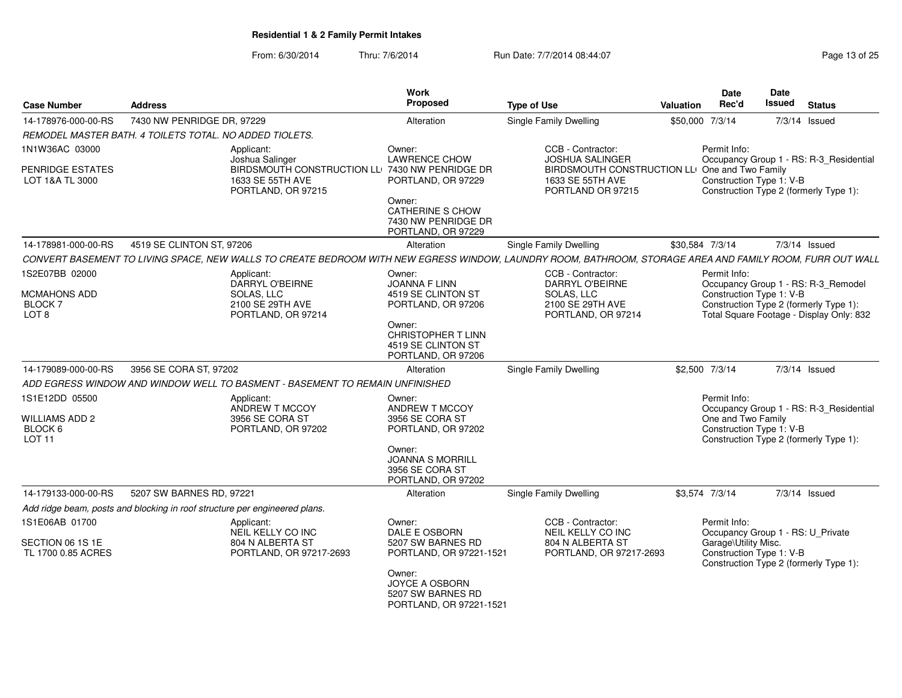**Residential 1 & 2 Family Permit Intakes**

From: 6/30/2014 Thru: 7/6/2014 Run Date: 7/7/2014 08:44:07

| Case Number | Address | Work Proposed | Type of Use | Valuation | Date Rec'd | Date Issued | Status |
|---|---|---|---|---|---|---|---|
| 14-178976-000-00-RS | 7430 NW PENRIDGE DR, 97229 | Alteration | Single Family Dwelling | $50,000 | 7/3/14 | 7/3/14 | Issued |

*REMODEL MASTER BATH. 4 TOILETS TOTAL. NO ADDED TIOLETS.*

1N1W36AC 03000
PENRIDGE ESTATES
LOT 1&A TL 3000

Applicant: Joshua Salinger, BIRDSMOUTH CONSTRUCTION LL, 1633 SE 55TH AVE, PORTLAND, OR 97215

Owner: LAWRENCE CHOW, 7430 NW PENRIDGE DR, PORTLAND, OR 97229
Owner: CATHERINE S CHOW, 7430 NW PENRIDGE DR, PORTLAND, OR 97229

CCB - Contractor: JOSHUA SALINGER, BIRDSMOUTH CONSTRUCTION LL, 1633 SE 55TH AVE, PORTLAND OR 97215

Permit Info: Occupancy Group 1 - RS: R-3_Residential One and Two Family; Construction Type 1: V-B; Construction Type 2 (formerly Type 1):

| Case Number | Address | Work Proposed | Type of Use | Valuation | Date Rec'd | Date Issued | Status |
|---|---|---|---|---|---|---|---|
| 14-178981-000-00-RS | 4519 SE CLINTON ST, 97206 | Alteration | Single Family Dwelling | $30,584 | 7/3/14 | 7/3/14 | Issued |

*CONVERT BASEMENT TO LIVING SPACE, NEW WALLS TO CREATE BEDROOM WITH NEW EGRESS WINDOW, LAUNDRY ROOM, BATHROOM, STORAGE AREA AND FAMILY ROOM, FURR OUT WALL*

1S2E07BB 02000
MCMAHONS ADD
BLOCK 7
LOT 8

Applicant: DARRYL O'BEIRNE, SOLAS, LLC, 2100 SE 29TH AVE, PORTLAND, OR 97214

Owner: JOANNA F LINN, 4519 SE CLINTON ST, PORTLAND, OR 97206
Owner: CHRISTOPHER T LINN, 4519 SE CLINTON ST, PORTLAND, OR 97206

CCB - Contractor: DARRYL O'BEIRNE, SOLAS, LLC, 2100 SE 29TH AVE, PORTLAND, OR 97214

Permit Info: Occupancy Group 1 - RS: R-3_Remodel; Construction Type 1: V-B; Construction Type 2 (formerly Type 1):; Total Square Footage - Display Only: 832

| Case Number | Address | Work Proposed | Type of Use | Valuation | Date Rec'd | Date Issued | Status |
|---|---|---|---|---|---|---|---|
| 14-179089-000-00-RS | 3956 SE CORA ST, 97202 | Alteration | Single Family Dwelling | $2,500 | 7/3/14 | 7/3/14 | Issued |

*ADD EGRESS WINDOW AND WINDOW WELL TO BASMENT - BASEMENT TO REMAIN UNFINISHED*

1S1E12DD 05500
WILLIAMS ADD 2
BLOCK 6
LOT 11

Applicant: ANDREW T MCCOY, 3956 SE CORA ST, PORTLAND, OR 97202

Owner: ANDREW T MCCOY, 3956 SE CORA ST, PORTLAND, OR 97202
Owner: JOANNA S MORRILL, 3956 SE CORA ST, PORTLAND, OR 97202

Permit Info: Occupancy Group 1 - RS: R-3_Residential One and Two Family; Construction Type 1: V-B; Construction Type 2 (formerly Type 1):

| Case Number | Address | Work Proposed | Type of Use | Valuation | Date Rec'd | Date Issued | Status |
|---|---|---|---|---|---|---|---|
| 14-179133-000-00-RS | 5207 SW BARNES RD, 97221 | Alteration | Single Family Dwelling | $3,574 | 7/3/14 | 7/3/14 | Issued |

*Add ridge beam, posts and blocking in roof structure per engineered plans.*

1S1E06AB 01700
SECTION 06 1S 1E
TL 1700 0.85 ACRES

Applicant: NEIL KELLY CO INC, 804 N ALBERTA ST, PORTLAND, OR 97217-2693

Owner: DALE E OSBORN, 5207 SW BARNES RD, PORTLAND, OR 97221-1521
Owner: JOYCE A OSBORN, 5207 SW BARNES RD, PORTLAND, OR 97221-1521

CCB - Contractor: NEIL KELLY CO INC, 804 N ALBERTA ST, PORTLAND, OR 97217-2693

Permit Info: Occupancy Group 1 - RS: U_Private Garage\Utility Misc.; Construction Type 1: V-B; Construction Type 2 (formerly Type 1):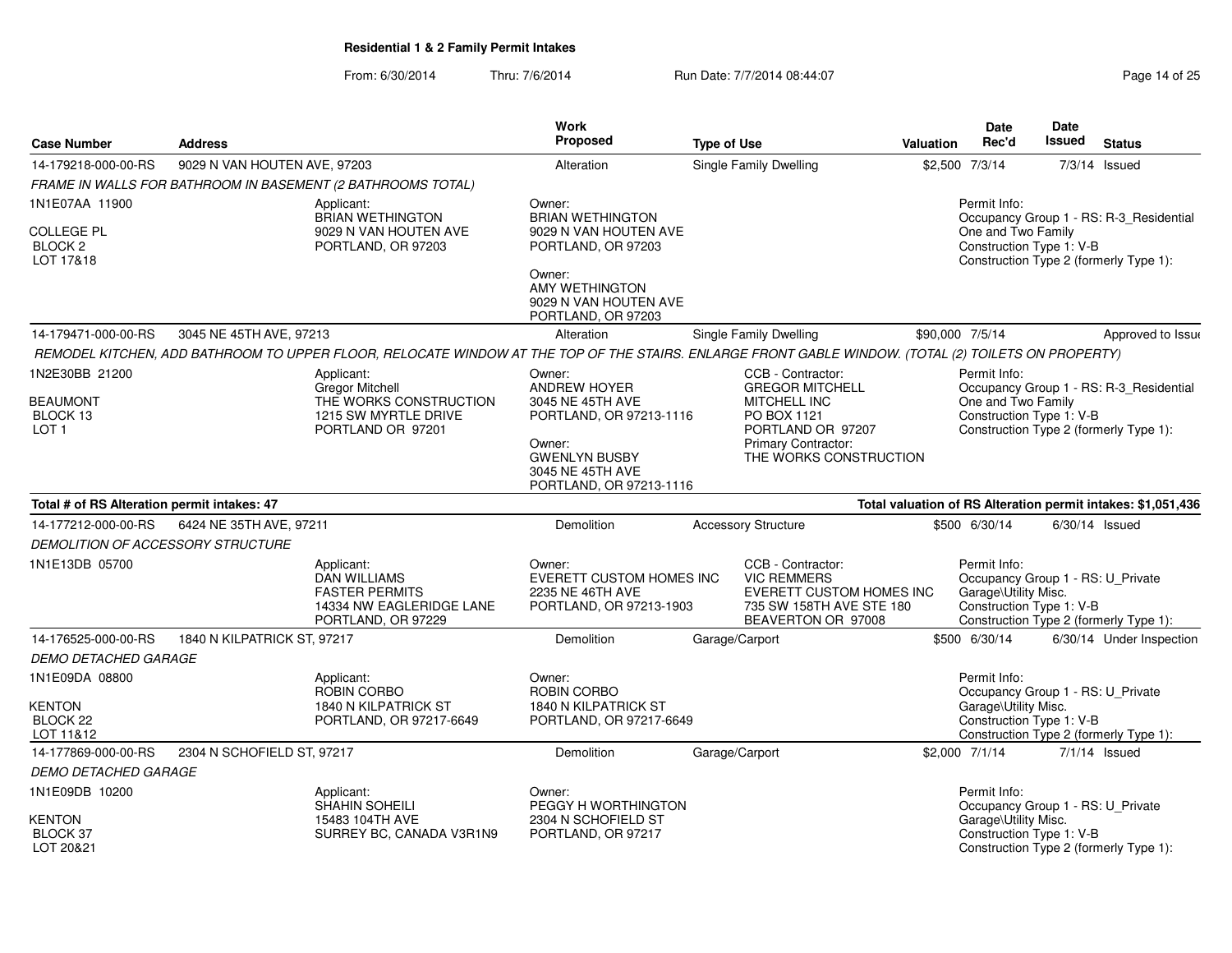# Residential 1 & 2 Family Permit Intakes

From: 6/30/2014 Thru: 7/6/2014 Run Date: 7/7/2014 08:44:07

| Case Number | Address | Work Proposed | Type of Use | Valuation | Date Rec'd | Date Issued | Status |
|---|---|---|---|---|---|---|---|
| 14-179218-000-00-RS | 9029 N VAN HOUTEN AVE, 97203 | Alteration | Single Family Dwelling | $2,500 | 7/3/14 | 7/3/14 | Issued |

*FRAME IN WALLS FOR BATHROOM IN BASEMENT (2 BATHROOMS TOTAL)*

1N1E07AA 11900
COLLEGE PL
BLOCK 2
LOT 17&18

Applicant:
BRIAN WETHINGTON
9029 N VAN HOUTEN AVE
PORTLAND, OR 97203

Owner:
BRIAN WETHINGTON
9029 N VAN HOUTEN AVE
PORTLAND, OR 97203

Owner:
AMY WETHINGTON
9029 N VAN HOUTEN AVE
PORTLAND, OR 97203

Permit Info:
Occupancy Group 1 - RS: R-3_Residential One and Two Family
Construction Type 1: V-B
Construction Type 2 (formerly Type 1):

| Case Number | Address | Work Proposed | Type of Use | Valuation | Date Rec'd | Date Issued | Status |
|---|---|---|---|---|---|---|---|
| 14-179471-000-00-RS | 3045 NE 45TH AVE, 97213 | Alteration | Single Family Dwelling | $90,000 | 7/5/14 | | Approved to Issue |

*REMODEL KITCHEN, ADD BATHROOM TO UPPER FLOOR, RELOCATE WINDOW AT THE TOP OF THE STAIRS. ENLARGE FRONT GABLE WINDOW. (TOTAL (2) TOILETS ON PROPERTY)*

1N2E30BB 21200
BEAUMONT
BLOCK 13
LOT 1

Applicant:
Gregor Mitchell
THE WORKS CONSTRUCTION
1215 SW MYRTLE DRIVE
PORTLAND OR 97201

Owner:
ANDREW HOYER
3045 NE 45TH AVE
PORTLAND, OR 97213-1116

Owner:
GWENLYN BUSBY
3045 NE 45TH AVE
PORTLAND, OR 97213-1116

CCB - Contractor:
GREGOR MITCHELL
MITCHELL INC
PO BOX 1121
PORTLAND OR 97207
Primary Contractor:
THE WORKS CONSTRUCTION

Permit Info:
Occupancy Group 1 - RS: R-3_Residential One and Two Family
Construction Type 1: V-B
Construction Type 2 (formerly Type 1):

**Total # of RS Alteration permit intakes: 47**

**Total valuation of RS Alteration permit intakes: $1,051,436**

| Case Number | Address | Work Proposed | Type of Use | Valuation | Date Rec'd | Date Issued | Status |
|---|---|---|---|---|---|---|---|
| 14-177212-000-00-RS | 6424 NE 35TH AVE, 97211 | Demolition | Accessory Structure | $500 | 6/30/14 | 6/30/14 | Issued |

*DEMOLITION OF ACCESSORY STRUCTURE*

1N1E13DB 05700

Applicant:
DAN WILLIAMS
FASTER PERMITS
14334 NW EAGLERIDGE LANE
PORTLAND, OR 97229

Owner:
EVERETT CUSTOM HOMES INC
2235 NE 46TH AVE
PORTLAND, OR 97213-1903

CCB - Contractor:
VIC REMMERS
EVERETT CUSTOM HOMES INC
735 SW 158TH AVE STE 180
BEAVERTON OR 97008

Permit Info:
Occupancy Group 1 - RS: U_Private Garage\Utility Misc.
Construction Type 1: V-B
Construction Type 2 (formerly Type 1):

| Case Number | Address | Work Proposed | Type of Use | Valuation | Date Rec'd | Date Issued | Status |
|---|---|---|---|---|---|---|---|
| 14-176525-000-00-RS | 1840 N KILPATRICK ST, 97217 | Demolition | Garage/Carport | $500 | 6/30/14 | 6/30/14 | Under Inspection |

*DEMO DETACHED GARAGE*

1N1E09DA 08800
KENTON
BLOCK 22
LOT 11&12

Applicant:
ROBIN CORBO
1840 N KILPATRICK ST
PORTLAND, OR 97217-6649

Owner:
ROBIN CORBO
1840 N KILPATRICK ST
PORTLAND, OR 97217-6649

Permit Info:
Occupancy Group 1 - RS: U_Private Garage\Utility Misc.
Construction Type 1: V-B
Construction Type 2 (formerly Type 1):

| Case Number | Address | Work Proposed | Type of Use | Valuation | Date Rec'd | Date Issued | Status |
|---|---|---|---|---|---|---|---|
| 14-177869-000-00-RS | 2304 N SCHOFIELD ST, 97217 | Demolition | Garage/Carport | $2,000 | 7/1/14 | 7/1/14 | Issued |

*DEMO DETACHED GARAGE*

1N1E09DB 10200
KENTON
BLOCK 37
LOT 20&21

Applicant:
SHAHIN SOHEILI
15483 104TH AVE
SURREY BC, CANADA V3R1N9

Owner:
PEGGY H WORTHINGTON
2304 N SCHOFIELD ST
PORTLAND, OR 97217

Permit Info:
Occupancy Group 1 - RS: U_Private Garage\Utility Misc.
Construction Type 1: V-B
Construction Type 2 (formerly Type 1):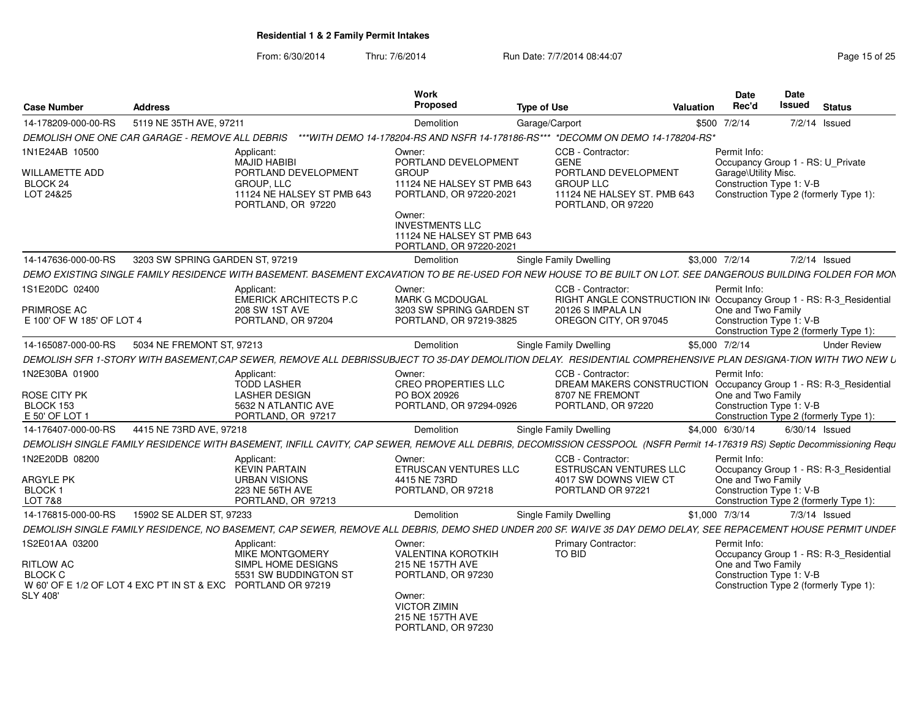**Residential 1 & 2 Family Permit Intakes**

From: 6/30/2014 Thru: 7/6/2014 Run Date: 7/7/2014 08:44:07

| Case Number | Address | Work Proposed | Type of Use | Valuation | Date Rec'd | Date Issued | Status |
|---|---|---|---|---|---|---|---|
| 14-178209-000-00-RS | 5119 NE 35TH AVE, 97211 | Demolition | Garage/Carport | $500 | 7/2/14 | 7/2/14 | Issued |

DEMOLISH ONE ONE CAR GARAGE - REMOVE ALL DEBRIS ***WITH DEMO 14-178204-RS AND NSFR 14-178186-RS*** *DECOMM ON DEMO 14-178204-RS*

1N1E24AB 10500
WILLAMETTE ADD
BLOCK 24
LOT 24&25

Applicant:
MAJID HABIBI
PORTLAND DEVELOPMENT GROUP, LLC
11124 NE HALSEY ST PMB 643
PORTLAND, OR 97220

Owner:
PORTLAND DEVELOPMENT GROUP
11124 NE HALSEY ST PMB 643
PORTLAND, OR 97220-2021

Owner:
INVESTMENTS LLC
11124 NE HALSEY ST PMB 643
PORTLAND, OR 97220-2021

CCB - Contractor:
GENE
PORTLAND DEVELOPMENT GROUP LLC
11124 NE HALSEY ST. PMB 643
PORTLAND, OR 97220

Permit Info:
Occupancy Group 1 - RS: U_Private Garage\Utility Misc.
Construction Type 1: V-B
Construction Type 2 (formerly Type 1):

| Case Number | Address | Work Proposed | Type of Use | Valuation | Date Rec'd | Date Issued | Status |
|---|---|---|---|---|---|---|---|
| 14-147636-000-00-RS | 3203 SW SPRING GARDEN ST, 97219 | Demolition | Single Family Dwelling | $3,000 | 7/2/14 | 7/2/14 | Issued |

DEMO EXISTING SINGLE FAMILY RESIDENCE WITH BASEMENT. BASEMENT EXCAVATION TO BE RE-USED FOR NEW HOUSE TO BE BUILT ON LOT. SEE DANGEROUS BUILDING FOLDER FOR MON

1S1E20DC 02400
PRIMROSE AC
E 100' OF W 185' OF LOT 4

Applicant:
EMERICK ARCHITECTS P.C
208 SW 1ST AVE
PORTLAND, OR 97204

Owner:
MARK G MCDOUGAL
3203 SW SPRING GARDEN ST
PORTLAND, OR 97219-3825

CCB - Contractor:
RIGHT ANGLE CONSTRUCTION IN
20126 S IMPALA LN
OREGON CITY, OR 97045

Permit Info:
Occupancy Group 1 - RS: R-3_Residential One and Two Family
Construction Type 1: V-B
Construction Type 2 (formerly Type 1):

| Case Number | Address | Work Proposed | Type of Use | Valuation | Date Rec'd | Date Issued | Status |
|---|---|---|---|---|---|---|---|
| 14-165087-000-00-RS | 5034 NE FREMONT ST, 97213 | Demolition | Single Family Dwelling | $5,000 | 7/2/14 | | Under Review |

DEMOLISH SFR 1-STORY WITH BASEMENT,CAP SEWER, REMOVE ALL DEBRISSUBJECT TO 35-DAY DEMOLITION DELAY. RESIDENTIAL COMPREHENSIVE PLAN DESIGNA-TION WITH TWO NEW U

1N2E30BA 01900
ROSE CITY PK
BLOCK 153
E 50' OF LOT 1

Applicant:
TODD LASHER
LASHER DESIGN
5632 N ATLANTIC AVE
PORTLAND, OR 97217

Owner:
CREO PROPERTIES LLC
PO BOX 20926
PORTLAND, OR 97294-0926

CCB - Contractor:
DREAM MAKERS CONSTRUCTION
8707 NE FREMONT
PORTLAND, OR 97220

Permit Info:
Occupancy Group 1 - RS: R-3_Residential One and Two Family
Construction Type 1: V-B
Construction Type 2 (formerly Type 1):

| Case Number | Address | Work Proposed | Type of Use | Valuation | Date Rec'd | Date Issued | Status |
|---|---|---|---|---|---|---|---|
| 14-176407-000-00-RS | 4415 NE 73RD AVE, 97218 | Demolition | Single Family Dwelling | $4,000 | 6/30/14 | 6/30/14 | Issued |

DEMOLISH SINGLE FAMILY RESIDENCE WITH BASEMENT, INFILL CAVITY, CAP SEWER, REMOVE ALL DEBRIS, DECOMISSION CESSPOOL (NSFR Permit 14-176319 RS) Septic Decommissioning Requ

1N2E20DB 08200
ARGYLE PK
BLOCK 1
LOT 7&8

Applicant:
KEVIN PARTAIN
URBAN VISIONS
223 NE 56TH AVE
PORTLAND, OR 97213

Owner:
ETRUSCAN VENTURES LLC
4415 NE 73RD
PORTLAND, OR 97218

CCB - Contractor:
ETRUSCAN VENTURES LLC
4017 SW DOWNS VIEW CT
PORTLAND OR 97221

Permit Info:
Occupancy Group 1 - RS: R-3_Residential One and Two Family
Construction Type 1: V-B
Construction Type 2 (formerly Type 1):

| Case Number | Address | Work Proposed | Type of Use | Valuation | Date Rec'd | Date Issued | Status |
|---|---|---|---|---|---|---|---|
| 14-176815-000-00-RS | 15902 SE ALDER ST, 97233 | Demolition | Single Family Dwelling | $1,000 | 7/3/14 | 7/3/14 | Issued |

DEMOLISH SINGLE FAMILY RESIDENCE, NO BASEMENT, CAP SEWER, REMOVE ALL DEBRIS, DEMO SHED UNDER 200 SF. WAIVE 35 DAY DEMO DELAY, SEE REPACEMENT HOUSE PERMIT UNDEF

1S2E01AA 03200
RITLOW AC
BLOCK C
W 60' OF E 1/2 OF LOT 4 EXC PT IN ST & EXC SLY 408'

Applicant:
MIKE MONTGOMERY
SIMPL HOME DESIGNS
5531 SW BUDDINGTON ST
PORTLAND OR 97219

Owner:
VALENTINA KOROTKIH
215 NE 157TH AVE
PORTLAND, OR 97230

Owner:
VICTOR ZIMIN
215 NE 157TH AVE
PORTLAND, OR 97230

Primary Contractor:
TO BID

Permit Info:
Occupancy Group 1 - RS: R-3_Residential One and Two Family
Construction Type 1: V-B
Construction Type 2 (formerly Type 1):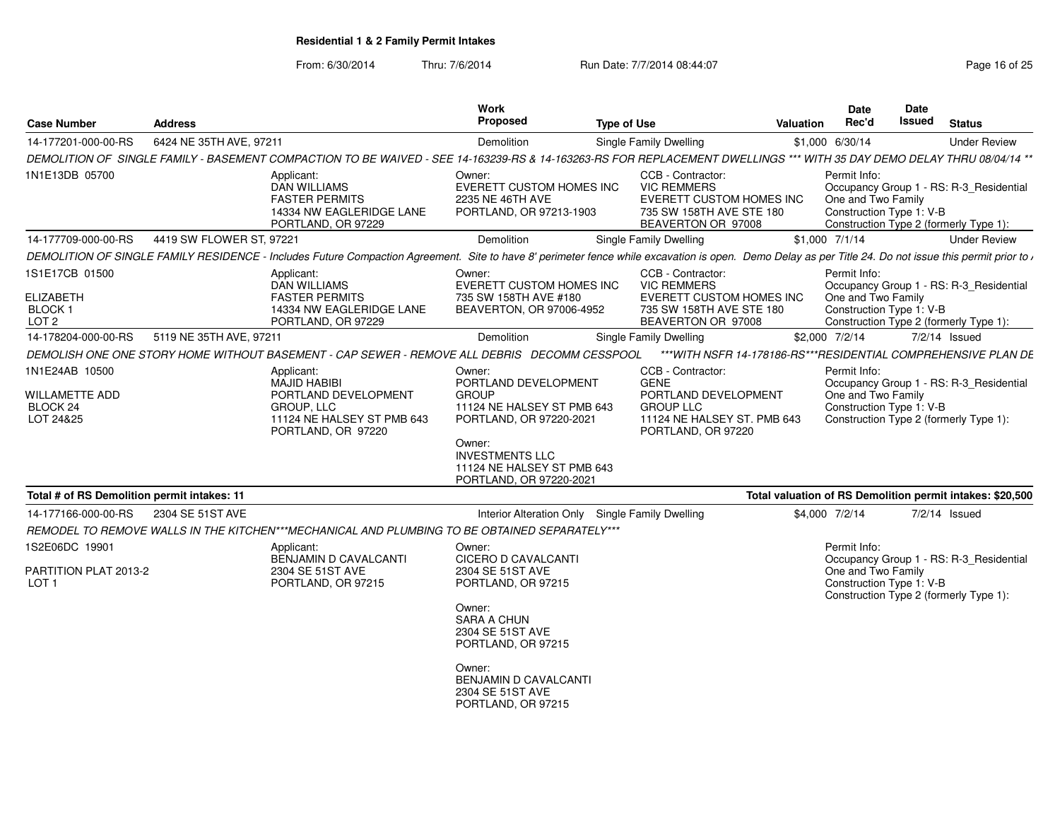# Residential 1 & 2 Family Permit Intakes

From: 6/30/2014 Thru: 7/6/2014 Run Date: 7/7/2014 08:44:07

| Case Number | Address | Work Proposed | Type of Use | Valuation | Date Rec'd | Date Issued | Status |
|---|---|---|---|---|---|---|---|
| 14-177201-000-00-RS | 6424 NE 35TH AVE, 97211 | Demolition | Single Family Dwelling | $1,000 | 6/30/14 | | Under Review |

*DEMOLITION OF SINGLE FAMILY - BASEMENT COMPACTION TO BE WAIVED - SEE 14-163239-RS & 14-163263-RS FOR REPLACEMENT DWELLINGS *** WITH 35 DAY DEMO DELAY THRU 08/04/14 ***

1N1E13DB 05700

Applicant: DAN WILLIAMS, FASTER PERMITS, 14334 NW EAGLERIDGE LANE, PORTLAND, OR 97229

Owner: EVERETT CUSTOM HOMES INC, 2235 NE 46TH AVE, PORTLAND, OR 97213-1903

CCB - Contractor: VIC REMMERS, EVERETT CUSTOM HOMES INC, 735 SW 158TH AVE STE 180, BEAVERTON OR 97008

Permit Info: Occupancy Group 1 - RS: R-3_Residential One and Two Family; Construction Type 1: V-B; Construction Type 2 (formerly Type 1):

| Case Number | Address | Work Proposed | Type of Use | Valuation | Date Rec'd | Date Issued | Status |
|---|---|---|---|---|---|---|---|
| 14-177709-000-00-RS | 4419 SW FLOWER ST, 97221 | Demolition | Single Family Dwelling | $1,000 | 7/1/14 | | Under Review |

*DEMOLITION OF SINGLE FAMILY RESIDENCE - Includes Future Compaction Agreement. Site to have 8' perimeter fence while excavation is open. Demo Delay as per Title 24. Do not issue this permit prior to /*

1S1E17CB 01500

ELIZABETH
BLOCK 1
LOT 2

Applicant: DAN WILLIAMS, FASTER PERMITS, 14334 NW EAGLERIDGE LANE, PORTLAND, OR 97229

Owner: EVERETT CUSTOM HOMES INC, 735 SW 158TH AVE #180, BEAVERTON, OR 97006-4952

CCB - Contractor: VIC REMMERS, EVERETT CUSTOM HOMES INC, 735 SW 158TH AVE STE 180, BEAVERTON OR 97008

Permit Info: Occupancy Group 1 - RS: R-3_Residential One and Two Family; Construction Type 1: V-B; Construction Type 2 (formerly Type 1):

| Case Number | Address | Work Proposed | Type of Use | Valuation | Date Rec'd | Date Issued | Status |
|---|---|---|---|---|---|---|---|
| 14-178204-000-00-RS | 5119 NE 35TH AVE, 97211 | Demolition | Single Family Dwelling | $2,000 | 7/2/14 | 7/2/14 | Issued |

*DEMOLISH ONE ONE STORY HOME WITHOUT BASEMENT - CAP SEWER - REMOVE ALL DEBRIS DECOMM CESSPOOL ***WITH NSFR 14-178186-RS***RESIDENTIAL COMPREHENSIVE PLAN DE*

1N1E24AB 10500

WILLAMETTE ADD
BLOCK 24
LOT 24&25

Applicant: MAJID HABIBI, PORTLAND DEVELOPMENT GROUP, LLC, 11124 NE HALSEY ST PMB 643, PORTLAND, OR 97220

Owner: PORTLAND DEVELOPMENT GROUP, 11124 NE HALSEY ST PMB 643, PORTLAND, OR 97220-2021

Owner: INVESTMENTS LLC, 11124 NE HALSEY ST PMB 643, PORTLAND, OR 97220-2021

CCB - Contractor: GENE, PORTLAND DEVELOPMENT GROUP LLC, 11124 NE HALSEY ST. PMB 643, PORTLAND, OR 97220

Permit Info: Occupancy Group 1 - RS: R-3_Residential One and Two Family; Construction Type 1: V-B; Construction Type 2 (formerly Type 1):

**Total # of RS Demolition permit intakes: 11** — **Total valuation of RS Demolition permit intakes: $20,500**

| Case Number | Address | Work Proposed | Type of Use | Valuation | Date Rec'd | Date Issued | Status |
|---|---|---|---|---|---|---|---|
| 14-177166-000-00-RS | 2304 SE 51ST AVE | Interior Alteration Only | Single Family Dwelling | $4,000 | 7/2/14 | 7/2/14 | Issued |

*REMODEL TO REMOVE WALLS IN THE KITCHEN***MECHANICAL AND PLUMBING TO BE OBTAINED SEPARATELY****

1S2E06DC 19901

PARTITION PLAT 2013-2
LOT 1

Applicant: BENJAMIN D CAVALCANTI, 2304 SE 51ST AVE, PORTLAND, OR 97215

Owner: CICERO D CAVALCANTI, 2304 SE 51ST AVE, PORTLAND, OR 97215

Owner: SARA A CHUN, 2304 SE 51ST AVE, PORTLAND, OR 97215

Owner: BENJAMIN D CAVALCANTI, 2304 SE 51ST AVE, PORTLAND, OR 97215

Permit Info: Occupancy Group 1 - RS: R-3_Residential One and Two Family; Construction Type 1: V-B; Construction Type 2 (formerly Type 1):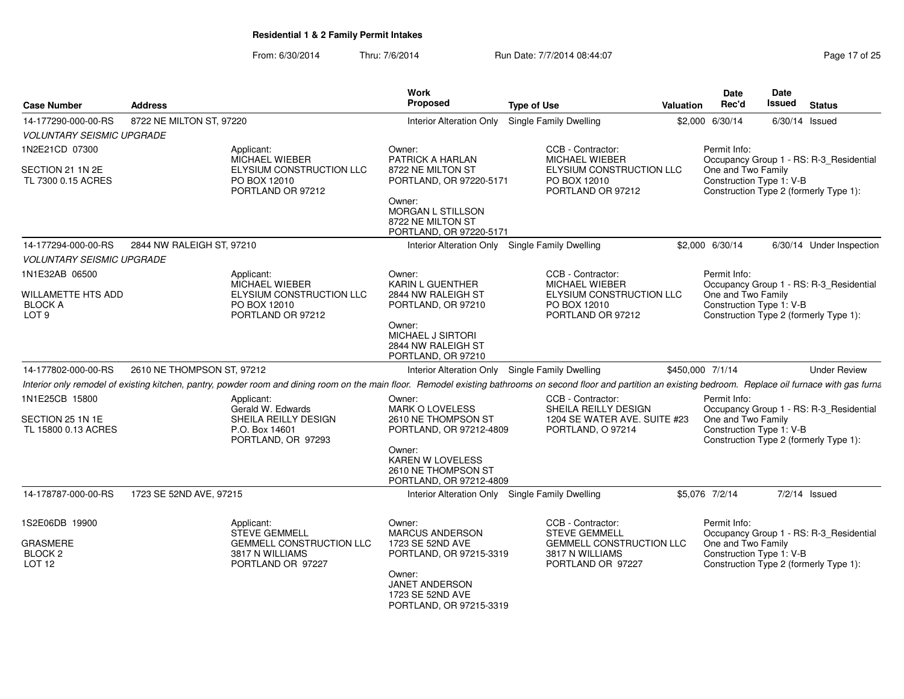**Residential 1 & 2 Family Permit Intakes**

From: 6/30/2014 Thru: 7/6/2014 Run Date: 7/7/2014 08:44:07

| Case Number | Address | Work Proposed | Type of Use | Valuation | Date Rec'd | Date Issued | Status |
|---|---|---|---|---|---|---|---|
| 14-177290-000-00-RS | 8722 NE MILTON ST, 97220 | Interior Alteration Only | Single Family Dwelling | $2,000 | 6/30/14 | 6/30/14 | Issued |

*VOLUNTARY SEISMIC UPGRADE*

1N2E21CD 07300
SECTION 21 1N 2E
TL 7300 0.15 ACRES

Applicant:
MICHAEL WIEBER
ELYSIUM CONSTRUCTION LLC
PO BOX 12010
PORTLAND OR 97212

Owner:
PATRICK A HARLAN
8722 NE MILTON ST
PORTLAND, OR 97220-5171

Owner:
MORGAN L STILLSON
8722 NE MILTON ST
PORTLAND, OR 97220-5171

CCB - Contractor:
MICHAEL WIEBER
ELYSIUM CONSTRUCTION LLC
PO BOX 12010
PORTLAND OR 97212

Permit Info:
Occupancy Group 1 - RS: R-3_Residential One and Two Family
Construction Type 1: V-B
Construction Type 2 (formerly Type 1):

| Case Number | Address | Work Proposed | Type of Use | Valuation | Date Rec'd | Date Issued | Status |
|---|---|---|---|---|---|---|---|
| 14-177294-000-00-RS | 2844 NW RALEIGH ST, 97210 | Interior Alteration Only | Single Family Dwelling | $2,000 | 6/30/14 | 6/30/14 | Under Inspection |

*VOLUNTARY SEISMIC UPGRADE*

1N1E32AB 06500
WILLAMETTE HTS ADD
BLOCK A
LOT 9

Applicant:
MICHAEL WIEBER
ELYSIUM CONSTRUCTION LLC
PO BOX 12010
PORTLAND OR 97212

Owner:
KARIN L GUENTHER
2844 NW RALEIGH ST
PORTLAND, OR 97210

Owner:
MICHAEL J SIRTORI
2844 NW RALEIGH ST
PORTLAND, OR 97210

CCB - Contractor:
MICHAEL WIEBER
ELYSIUM CONSTRUCTION LLC
PO BOX 12010
PORTLAND OR 97212

Permit Info:
Occupancy Group 1 - RS: R-3_Residential One and Two Family
Construction Type 1: V-B
Construction Type 2 (formerly Type 1):

| Case Number | Address | Work Proposed | Type of Use | Valuation | Date Rec'd | Date Issued | Status |
|---|---|---|---|---|---|---|---|
| 14-177802-000-00-RS | 2610 NE THOMPSON ST, 97212 | Interior Alteration Only | Single Family Dwelling | $450,000 | 7/1/14 | | Under Review |

*Interior only remodel of existing kitchen, pantry, powder room and dining room on the main floor. Remodel existing bathrooms on second floor and partition an existing bedroom. Replace oil furnace with gas furna*

1N1E25CB 15800
SECTION 25 1N 1E
TL 15800 0.13 ACRES

Applicant:
Gerald W. Edwards
SHEILA REILLY DESIGN
P.O. Box 14601
PORTLAND, OR 97293

Owner:
MARK O LOVELESS
2610 NE THOMPSON ST
PORTLAND, OR 97212-4809

Owner:
KAREN W LOVELESS
2610 NE THOMPSON ST
PORTLAND, OR 97212-4809

CCB - Contractor:
SHEILA REILLY DESIGN
1204 SE WATER AVE. SUITE #23
PORTLAND, O 97214

Permit Info:
Occupancy Group 1 - RS: R-3_Residential One and Two Family
Construction Type 1: V-B
Construction Type 2 (formerly Type 1):

| Case Number | Address | Work Proposed | Type of Use | Valuation | Date Rec'd | Date Issued | Status |
|---|---|---|---|---|---|---|---|
| 14-178787-000-00-RS | 1723 SE 52ND AVE, 97215 | Interior Alteration Only | Single Family Dwelling | $5,076 | 7/2/14 | 7/2/14 | Issued |

1S2E06DB 19900
GRASMERE
BLOCK 2
LOT 12

Applicant:
STEVE GEMMELL
GEMMELL CONSTRUCTION LLC
3817 N WILLIAMS
PORTLAND OR 97227

Owner:
MARCUS ANDERSON
1723 SE 52ND AVE
PORTLAND, OR 97215-3319

Owner:
JANET ANDERSON
1723 SE 52ND AVE
PORTLAND, OR 97215-3319

CCB - Contractor:
STEVE GEMMELL
GEMMELL CONSTRUCTION LLC
3817 N WILLIAMS
PORTLAND OR 97227

Permit Info:
Occupancy Group 1 - RS: R-3_Residential One and Two Family
Construction Type 1: V-B
Construction Type 2 (formerly Type 1):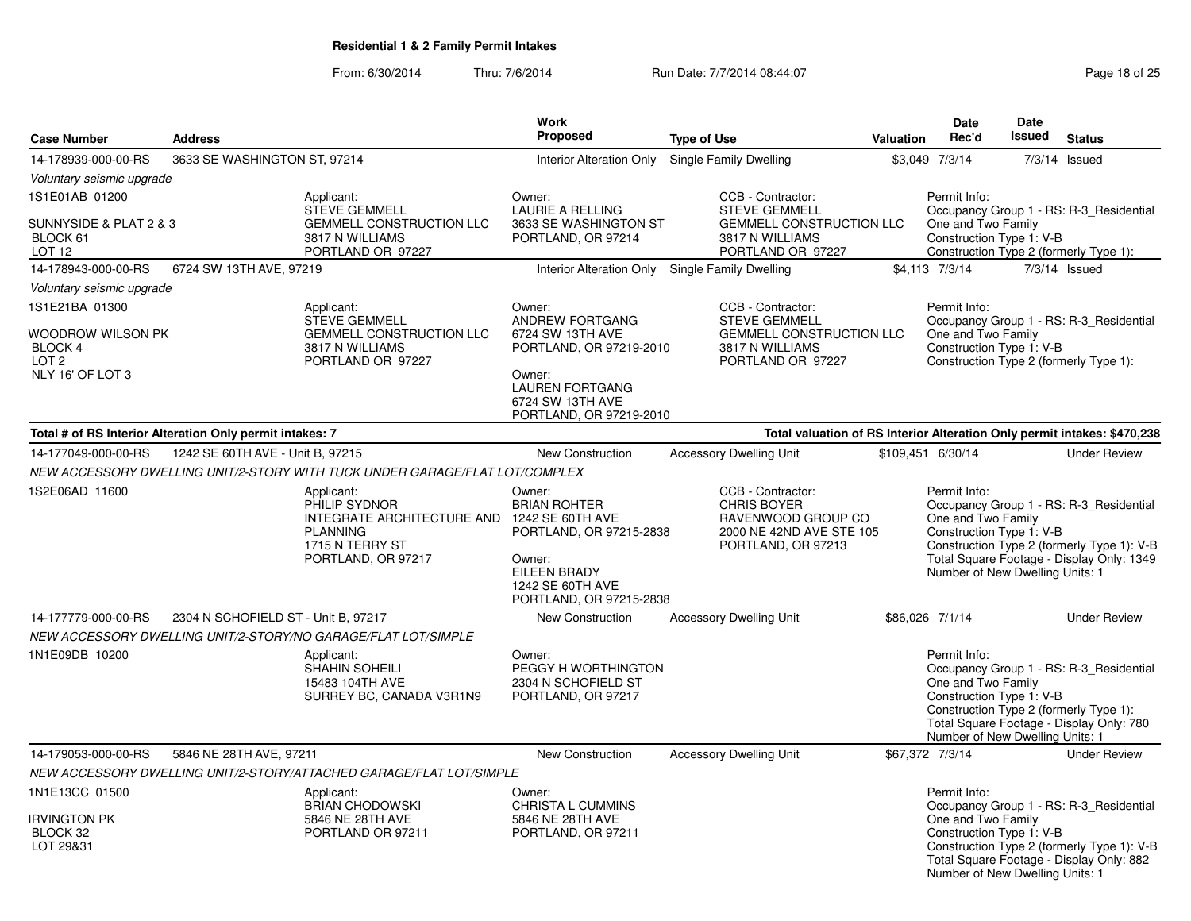**Residential 1 & 2 Family Permit Intakes**

From: 6/30/2014 Thru: 7/6/2014 Run Date: 7/7/2014 08:44:07

| Case Number | Address | Work Proposed | Type of Use | Valuation | Date Rec'd | Date Issued | Status |
|---|---|---|---|---|---|---|---|
| 14-178939-000-00-RS | 3633 SE WASHINGTON ST, 97214 | Interior Alteration Only | Single Family Dwelling | $3,049 | 7/3/14 | 7/3/14 | Issued |

*Voluntary seismic upgrade*

1S1E01AB 01200

SUNNYSIDE & PLAT 2 & 3
BLOCK 61
LOT 12

Applicant:
STEVE GEMMELL
GEMMELL CONSTRUCTION LLC
3817 N WILLIAMS
PORTLAND OR 97227

Owner:
LAURIE A RELLING
3633 SE WASHINGTON ST
PORTLAND, OR 97214

CCB - Contractor:
STEVE GEMMELL
GEMMELL CONSTRUCTION LLC
3817 N WILLIAMS
PORTLAND OR 97227

Permit Info:
Occupancy Group 1 - RS: R-3_Residential One and Two Family
Construction Type 1: V-B
Construction Type 2 (formerly Type 1):

| Case Number | Address | Work Proposed | Type of Use | Valuation | Date Rec'd | Date Issued | Status |
|---|---|---|---|---|---|---|---|
| 14-178943-000-00-RS | 6724 SW 13TH AVE, 97219 | Interior Alteration Only | Single Family Dwelling | $4,113 | 7/3/14 | 7/3/14 | Issued |

*Voluntary seismic upgrade*

1S1E21BA 01300

WOODROW WILSON PK
BLOCK 4
LOT 2
NLY 16' OF LOT 3

Applicant:
STEVE GEMMELL
GEMMELL CONSTRUCTION LLC
3817 N WILLIAMS
PORTLAND OR 97227

Owner:
ANDREW FORTGANG
6724 SW 13TH AVE
PORTLAND, OR 97219-2010

Owner:
LAUREN FORTGANG
6724 SW 13TH AVE
PORTLAND, OR 97219-2010

CCB - Contractor:
STEVE GEMMELL
GEMMELL CONSTRUCTION LLC
3817 N WILLIAMS
PORTLAND OR 97227

Permit Info:
Occupancy Group 1 - RS: R-3_Residential One and Two Family
Construction Type 1: V-B
Construction Type 2 (formerly Type 1):

**Total # of RS Interior Alteration Only permit intakes: 7**

**Total valuation of RS Interior Alteration Only permit intakes: $470,238**

| Case Number | Address | Work Proposed | Type of Use | Valuation | Date Rec'd | Date Issued | Status |
|---|---|---|---|---|---|---|---|
| 14-177049-000-00-RS | 1242 SE 60TH AVE - Unit B, 97215 | New Construction | Accessory Dwelling Unit | $109,451 | 6/30/14 | | Under Review |

*NEW ACCESSORY DWELLING UNIT/2-STORY WITH TUCK UNDER GARAGE/FLAT LOT/COMPLEX*

1S2E06AD 11600

Applicant:
PHILIP SYDNOR
INTEGRATE ARCHITECTURE AND PLANNING
1715 N TERRY ST
PORTLAND, OR 97217

Owner:
BRIAN ROHTER
1242 SE 60TH AVE
PORTLAND, OR 97215-2838

Owner:
EILEEN BRADY
1242 SE 60TH AVE
PORTLAND, OR 97215-2838

CCB - Contractor:
CHRIS BOYER
RAVENWOOD GROUP CO
2000 NE 42ND AVE STE 105
PORTLAND, OR 97213

Permit Info:
Occupancy Group 1 - RS: R-3_Residential One and Two Family
Construction Type 1: V-B
Construction Type 2 (formerly Type 1): V-B
Total Square Footage - Display Only: 1349
Number of New Dwelling Units: 1

| Case Number | Address | Work Proposed | Type of Use | Valuation | Date Rec'd | Date Issued | Status |
|---|---|---|---|---|---|---|---|
| 14-177779-000-00-RS | 2304 N SCHOFIELD ST - Unit B, 97217 | New Construction | Accessory Dwelling Unit | $86,026 | 7/1/14 | | Under Review |

*NEW ACCESSORY DWELLING UNIT/2-STORY/NO GARAGE/FLAT LOT/SIMPLE*

1N1E09DB 10200

Applicant:
SHAHIN SOHEILI
15483 104TH AVE
SURREY BC, CANADA V3R1N9

Owner:
PEGGY H WORTHINGTON
2304 N SCHOFIELD ST
PORTLAND, OR 97217

Permit Info:
Occupancy Group 1 - RS: R-3_Residential One and Two Family
Construction Type 1: V-B
Construction Type 2 (formerly Type 1):
Total Square Footage - Display Only: 780
Number of New Dwelling Units: 1

| Case Number | Address | Work Proposed | Type of Use | Valuation | Date Rec'd | Date Issued | Status |
|---|---|---|---|---|---|---|---|
| 14-179053-000-00-RS | 5846 NE 28TH AVE, 97211 | New Construction | Accessory Dwelling Unit | $67,372 | 7/3/14 | | Under Review |

*NEW ACCESSORY DWELLING UNIT/2-STORY/ATTACHED GARAGE/FLAT LOT/SIMPLE*

1N1E13CC 01500

IRVINGTON PK
BLOCK 32
LOT 29&31

Applicant:
BRIAN CHODOWSKI
5846 NE 28TH AVE
PORTLAND OR 97211

Owner:
CHRISTA L CUMMINS
5846 NE 28TH AVE
PORTLAND, OR 97211

Permit Info:
Occupancy Group 1 - RS: R-3_Residential One and Two Family
Construction Type 1: V-B
Construction Type 2 (formerly Type 1): V-B
Total Square Footage - Display Only: 882
Number of New Dwelling Units: 1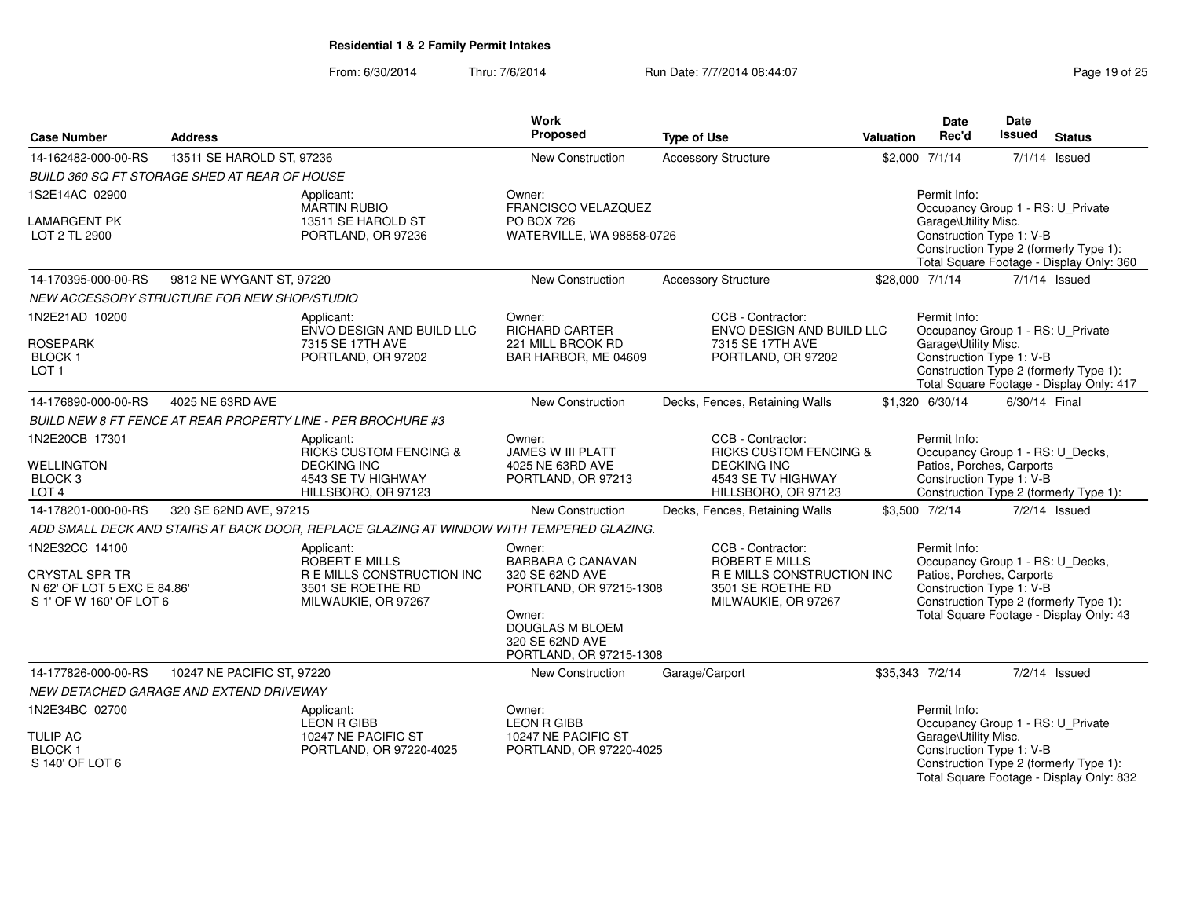**Residential 1 & 2 Family Permit Intakes**

From: 6/30/2014 Thru: 7/6/2014 Run Date: 7/7/2014 08:44:07

| Case Number | Address | Work Proposed | Type of Use | Valuation | Date Rec'd | Date Issued | Status |
|---|---|---|---|---|---|---|---|
| 14-162482-000-00-RS | 13511 SE HAROLD ST, 97236 | New Construction | Accessory Structure | $2,000 | 7/1/14 | 7/1/14 | Issued |

*BUILD 360 SQ FT STORAGE SHED AT REAR OF HOUSE*

1S2E14AC 02900
LAMARGENT PK
LOT 2 TL 2900

Applicant:
MARTIN RUBIO
13511 SE HAROLD ST
PORTLAND, OR 97236

Owner:
FRANCISCO VELAZQUEZ
PO BOX 726
WATERVILLE, WA 98858-0726

Permit Info:
Occupancy Group 1 - RS: U_Private Garage\Utility Misc.
Construction Type 1: V-B
Construction Type 2 (formerly Type 1):
Total Square Footage - Display Only: 360

---

| Case Number | Address | Work Proposed | Type of Use | Valuation | Date Rec'd | Date Issued | Status |
|---|---|---|---|---|---|---|---|
| 14-170395-000-00-RS | 9812 NE WYGANT ST, 97220 | New Construction | Accessory Structure | $28,000 | 7/1/14 | 7/1/14 | Issued |

*NEW ACCESSORY STRUCTURE FOR NEW SHOP/STUDIO*

1N2E21AD 10200
ROSEPARK
BLOCK 1
LOT 1

Applicant:
ENVO DESIGN AND BUILD LLC
7315 SE 17TH AVE
PORTLAND, OR 97202

Owner:
RICHARD CARTER
221 MILL BROOK RD
BAR HARBOR, ME 04609

CCB - Contractor:
ENVO DESIGN AND BUILD LLC
7315 SE 17TH AVE
PORTLAND, OR 97202

Permit Info:
Occupancy Group 1 - RS: U_Private Garage\Utility Misc.
Construction Type 1: V-B
Construction Type 2 (formerly Type 1):
Total Square Footage - Display Only: 417

---

| Case Number | Address | Work Proposed | Type of Use | Valuation | Date Rec'd | Date Issued | Status |
|---|---|---|---|---|---|---|---|
| 14-176890-000-00-RS | 4025 NE 63RD AVE | New Construction | Decks, Fences, Retaining Walls | $1,320 | 6/30/14 | 6/30/14 | Final |

*BUILD NEW 8 FT FENCE AT REAR PROPERTY LINE - PER BROCHURE #3*

1N2E20CB 17301
WELLINGTON
BLOCK 3
LOT 4

Applicant:
RICKS CUSTOM FENCING & DECKING INC
4543 SE TV HIGHWAY
HILLSBORO, OR 97123

Owner:
JAMES W III PLATT
4025 NE 63RD AVE
PORTLAND, OR 97213

CCB - Contractor:
RICKS CUSTOM FENCING & DECKING INC
4543 SE TV HIGHWAY
HILLSBORO, OR 97123

Permit Info:
Occupancy Group 1 - RS: U_Decks, Patios, Porches, Carports
Construction Type 1: V-B
Construction Type 2 (formerly Type 1):

---

| Case Number | Address | Work Proposed | Type of Use | Valuation | Date Rec'd | Date Issued | Status |
|---|---|---|---|---|---|---|---|
| 14-178201-000-00-RS | 320 SE 62ND AVE, 97215 | New Construction | Decks, Fences, Retaining Walls | $3,500 | 7/2/14 | 7/2/14 | Issued |

*ADD SMALL DECK AND STAIRS AT BACK DOOR, REPLACE GLAZING AT WINDOW WITH TEMPERED GLAZING.*

1N2E32CC 14100
CRYSTAL SPR TR
N 62' OF LOT 5 EXC E 84.86'
S 1' OF W 160' OF LOT 6

Applicant:
ROBERT E MILLS
R E MILLS CONSTRUCTION INC
3501 SE ROETHE RD
MILWAUKIE, OR 97267

Owner:
BARBARA C CANAVAN
320 SE 62ND AVE
PORTLAND, OR 97215-1308

Owner:
DOUGLAS M BLOEM
320 SE 62ND AVE
PORTLAND, OR 97215-1308

CCB - Contractor:
ROBERT E MILLS
R E MILLS CONSTRUCTION INC
3501 SE ROETHE RD
MILWAUKIE, OR 97267

Permit Info:
Occupancy Group 1 - RS: U_Decks, Patios, Porches, Carports
Construction Type 1: V-B
Construction Type 2 (formerly Type 1):
Total Square Footage - Display Only: 43

---

| Case Number | Address | Work Proposed | Type of Use | Valuation | Date Rec'd | Date Issued | Status |
|---|---|---|---|---|---|---|---|
| 14-177826-000-00-RS | 10247 NE PACIFIC ST, 97220 | New Construction | Garage/Carport | $35,343 | 7/2/14 | 7/2/14 | Issued |

*NEW DETACHED GARAGE AND EXTEND DRIVEWAY*

1N2E34BC 02700
TULIP AC
BLOCK 1
S 140' OF LOT 6

Applicant:
LEON R GIBB
10247 NE PACIFIC ST
PORTLAND, OR 97220-4025

Owner:
LEON R GIBB
10247 NE PACIFIC ST
PORTLAND, OR 97220-4025

Permit Info:
Occupancy Group 1 - RS: U_Private Garage\Utility Misc.
Construction Type 1: V-B
Construction Type 2 (formerly Type 1):
Total Square Footage - Display Only: 832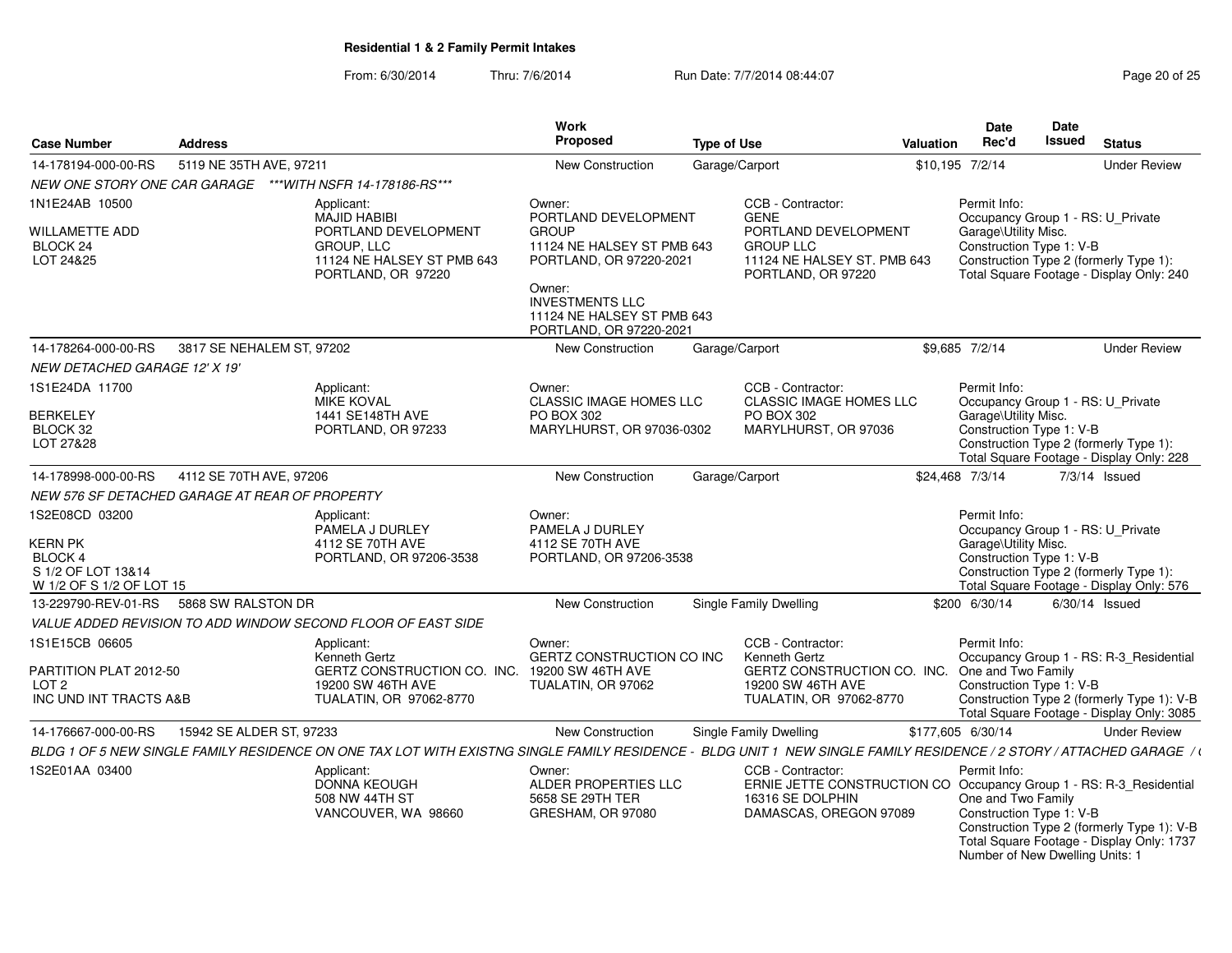# Residential 1 & 2 Family Permit Intakes

From: 6/30/2014 Thru: 7/6/2014 Run Date: 7/7/2014 08:44:07

| Case Number | Address | Work Proposed | Type of Use | Valuation | Date Rec'd | Date Issued | Status |
|---|---|---|---|---|---|---|---|
| 14-178194-000-00-RS | 5119 NE 35TH AVE, 97211 | New Construction | Garage/Carport | $10,195 | 7/2/14 | | Under Review |
| 14-178264-000-00-RS | 3817 SE NEHALEM ST, 97202 | New Construction | Garage/Carport | $9,685 | 7/2/14 | | Under Review |
| 14-178998-000-00-RS | 4112 SE 70TH AVE, 97206 | New Construction | Garage/Carport | $24,468 | 7/3/14 | 7/3/14 | Issued |
| 13-229790-REV-01-RS | 5868 SW RALSTON DR | New Construction | Single Family Dwelling | $200 | 6/30/14 | 6/30/14 | Issued |
| 14-176667-000-00-RS | 15942 SE ALDER ST, 97233 | New Construction | Single Family Dwelling | $177,605 | 6/30/14 | | Under Review |

## 14-178194-000-00-RS — 5119 NE 35TH AVE, 97211

*NEW ONE STORY ONE CAR GARAGE ***WITH NSFR 14-178186-RS****

1N1E24AB 10500
WILLAMETTE ADD
BLOCK 24
LOT 24&25

Applicant:
MAJID HABIBI
PORTLAND DEVELOPMENT GROUP, LLC
11124 NE HALSEY ST PMB 643
PORTLAND, OR 97220

Owner:
PORTLAND DEVELOPMENT GROUP
11124 NE HALSEY ST PMB 643
PORTLAND, OR 97220-2021

Owner:
INVESTMENTS LLC
11124 NE HALSEY ST PMB 643
PORTLAND, OR 97220-2021

CCB - Contractor:
GENE
PORTLAND DEVELOPMENT GROUP LLC
11124 NE HALSEY ST. PMB 643
PORTLAND, OR 97220

Permit Info:
Occupancy Group 1 - RS: U_Private Garage\Utility Misc.
Construction Type 1: V-B
Construction Type 2 (formerly Type 1):
Total Square Footage - Display Only: 240

## 14-178264-000-00-RS — 3817 SE NEHALEM ST, 97202

*NEW DETACHED GARAGE 12' X 19'*

1S1E24DA 11700
BERKELEY
BLOCK 32
LOT 27&28

Applicant:
MIKE KOVAL
1441 SE148TH AVE
PORTLAND, OR 97233

Owner:
CLASSIC IMAGE HOMES LLC
PO BOX 302
MARYLHURST, OR 97036-0302

CCB - Contractor:
CLASSIC IMAGE HOMES LLC
PO BOX 302
MARYLHURST, OR 97036

Permit Info:
Occupancy Group 1 - RS: U_Private Garage\Utility Misc.
Construction Type 1: V-B
Construction Type 2 (formerly Type 1):
Total Square Footage - Display Only: 228

## 14-178998-000-00-RS — 4112 SE 70TH AVE, 97206

*NEW 576 SF DETACHED GARAGE AT REAR OF PROPERTY*

1S2E08CD 03200
KERN PK
BLOCK 4
S 1/2 OF LOT 13&14
W 1/2 OF S 1/2 OF LOT 15

Applicant:
PAMELA J DURLEY
4112 SE 70TH AVE
PORTLAND, OR 97206-3538

Owner:
PAMELA J DURLEY
4112 SE 70TH AVE
PORTLAND, OR 97206-3538

Permit Info:
Occupancy Group 1 - RS: U_Private Garage\Utility Misc.
Construction Type 1: V-B
Construction Type 2 (formerly Type 1):
Total Square Footage - Display Only: 576

## 13-229790-REV-01-RS — 5868 SW RALSTON DR

*VALUE ADDED REVISION TO ADD WINDOW SECOND FLOOR OF EAST SIDE*

1S1E15CB 06605
PARTITION PLAT 2012-50
LOT 2
INC UND INT TRACTS A&B

Applicant:
Kenneth Gertz
GERTZ CONSTRUCTION CO. INC.
19200 SW 46TH AVE
TUALATIN, OR 97062-8770

Owner:
GERTZ CONSTRUCTION CO INC
19200 SW 46TH AVE
TUALATIN, OR 97062

CCB - Contractor:
Kenneth Gertz
GERTZ CONSTRUCTION CO. INC.
19200 SW 46TH AVE
TUALATIN, OR 97062-8770

Permit Info:
Occupancy Group 1 - RS: R-3_Residential One and Two Family
Construction Type 1: V-B
Construction Type 2 (formerly Type 1): V-B
Total Square Footage - Display Only: 3085

## 14-176667-000-00-RS — 15942 SE ALDER ST, 97233

*BLDG 1 OF 5 NEW SINGLE FAMILY RESIDENCE ON ONE TAX LOT WITH EXISTNG SINGLE FAMILY RESIDENCE - BLDG UNIT 1 NEW SINGLE FAMILY RESIDENCE / 2 STORY / ATTACHED GARAGE / (*

1S2E01AA 03400

Applicant:
DONNA KEOUGH
508 NW 44TH ST
VANCOUVER, WA 98660

Owner:
ALDER PROPERTIES LLC
5658 SE 29TH TER
GRESHAM, OR 97080

CCB - Contractor:
ERNIE JETTE CONSTRUCTION CO
16316 SE DOLPHIN
DAMASCAS, OREGON 97089

Permit Info:
Occupancy Group 1 - RS: R-3_Residential One and Two Family
Construction Type 1: V-B
Construction Type 2 (formerly Type 1): V-B
Total Square Footage - Display Only: 1737
Number of New Dwelling Units: 1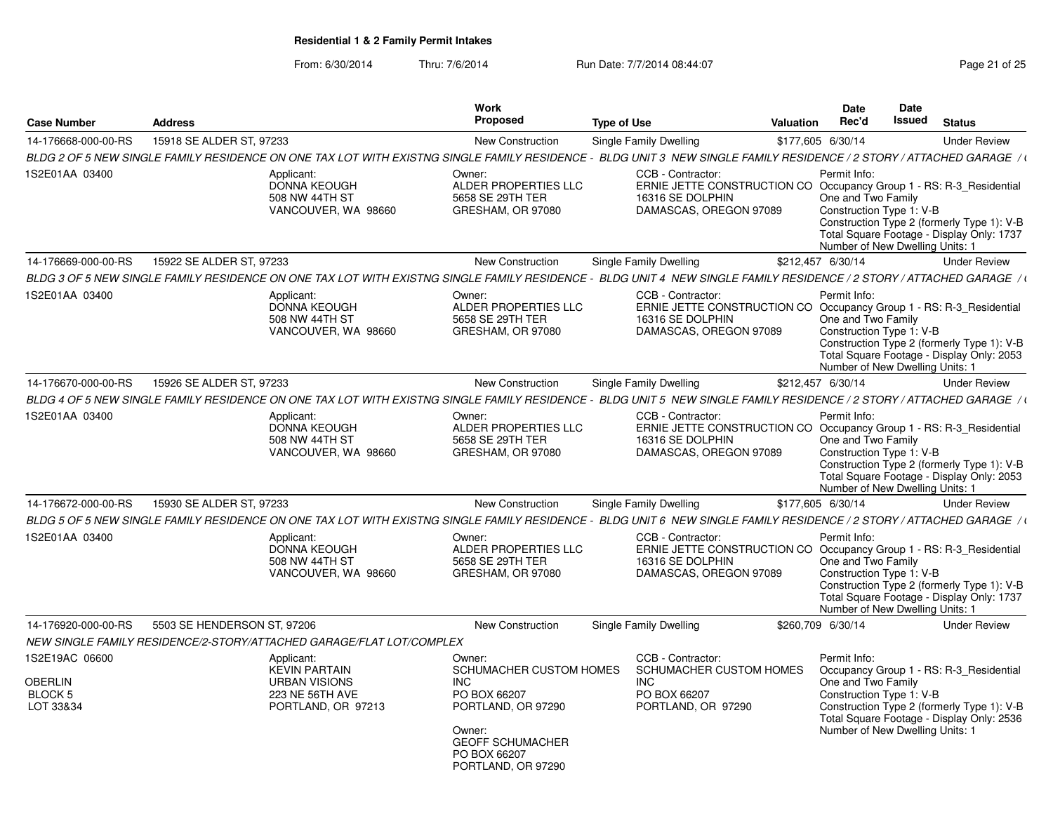**Residential 1 & 2 Family Permit Intakes**

From: 6/30/2014 Thru: 7/6/2014 Run Date: 7/7/2014 08:44:07

| Case Number | Address | Work Proposed | Type of Use | Valuation | Date Rec'd | Date Issued | Status |
|---|---|---|---|---|---|---|---|
| 14-176668-000-00-RS | 15918 SE ALDER ST, 97233 | New Construction | Single Family Dwelling | $177,605 | 6/30/14 | | Under Review |

*BLDG 2 OF 5 NEW SINGLE FAMILY RESIDENCE ON ONE TAX LOT WITH EXISTNG SINGLE FAMILY RESIDENCE - BLDG UNIT 3 NEW SINGLE FAMILY RESIDENCE / 2 STORY / ATTACHED GARAGE / (*

1S2E01AA 03400

Applicant: DONNA KEOUGH, 508 NW 44TH ST, VANCOUVER, WA 98660

Owner: ALDER PROPERTIES LLC, 5658 SE 29TH TER, GRESHAM, OR 97080

CCB - Contractor: ERNIE JETTE CONSTRUCTION CO, 16316 SE DOLPHIN, DAMASCAS, OREGON 97089

Permit Info: Occupancy Group 1 - RS: R-3_Residential One and Two Family; Construction Type 1: V-B; Construction Type 2 (formerly Type 1): V-B; Total Square Footage - Display Only: 1737; Number of New Dwelling Units: 1

| Case Number | Address | Work Proposed | Type of Use | Valuation | Date Rec'd | Date Issued | Status |
|---|---|---|---|---|---|---|---|
| 14-176669-000-00-RS | 15922 SE ALDER ST, 97233 | New Construction | Single Family Dwelling | $212,457 | 6/30/14 | | Under Review |

*BLDG 3 OF 5 NEW SINGLE FAMILY RESIDENCE ON ONE TAX LOT WITH EXISTNG SINGLE FAMILY RESIDENCE - BLDG UNIT 4 NEW SINGLE FAMILY RESIDENCE / 2 STORY / ATTACHED GARAGE / (*

1S2E01AA 03400

Applicant: DONNA KEOUGH, 508 NW 44TH ST, VANCOUVER, WA 98660

Owner: ALDER PROPERTIES LLC, 5658 SE 29TH TER, GRESHAM, OR 97080

CCB - Contractor: ERNIE JETTE CONSTRUCTION CO, 16316 SE DOLPHIN, DAMASCAS, OREGON 97089

Permit Info: Occupancy Group 1 - RS: R-3_Residential One and Two Family; Construction Type 1: V-B; Construction Type 2 (formerly Type 1): V-B; Total Square Footage - Display Only: 2053; Number of New Dwelling Units: 1

| Case Number | Address | Work Proposed | Type of Use | Valuation | Date Rec'd | Date Issued | Status |
|---|---|---|---|---|---|---|---|
| 14-176670-000-00-RS | 15926 SE ALDER ST, 97233 | New Construction | Single Family Dwelling | $212,457 | 6/30/14 | | Under Review |

*BLDG 4 OF 5 NEW SINGLE FAMILY RESIDENCE ON ONE TAX LOT WITH EXISTNG SINGLE FAMILY RESIDENCE - BLDG UNIT 5 NEW SINGLE FAMILY RESIDENCE / 2 STORY / ATTACHED GARAGE / (*

1S2E01AA 03400

Applicant: DONNA KEOUGH, 508 NW 44TH ST, VANCOUVER, WA 98660

Owner: ALDER PROPERTIES LLC, 5658 SE 29TH TER, GRESHAM, OR 97080

CCB - Contractor: ERNIE JETTE CONSTRUCTION CO, 16316 SE DOLPHIN, DAMASCAS, OREGON 97089

Permit Info: Occupancy Group 1 - RS: R-3_Residential One and Two Family; Construction Type 1: V-B; Construction Type 2 (formerly Type 1): V-B; Total Square Footage - Display Only: 2053; Number of New Dwelling Units: 1

| Case Number | Address | Work Proposed | Type of Use | Valuation | Date Rec'd | Date Issued | Status |
|---|---|---|---|---|---|---|---|
| 14-176672-000-00-RS | 15930 SE ALDER ST, 97233 | New Construction | Single Family Dwelling | $177,605 | 6/30/14 | | Under Review |

*BLDG 5 OF 5 NEW SINGLE FAMILY RESIDENCE ON ONE TAX LOT WITH EXISTNG SINGLE FAMILY RESIDENCE - BLDG UNIT 6 NEW SINGLE FAMILY RESIDENCE / 2 STORY / ATTACHED GARAGE / (*

1S2E01AA 03400

Applicant: DONNA KEOUGH, 508 NW 44TH ST, VANCOUVER, WA 98660

Owner: ALDER PROPERTIES LLC, 5658 SE 29TH TER, GRESHAM, OR 97080

CCB - Contractor: ERNIE JETTE CONSTRUCTION CO, 16316 SE DOLPHIN, DAMASCAS, OREGON 97089

Permit Info: Occupancy Group 1 - RS: R-3_Residential One and Two Family; Construction Type 1: V-B; Construction Type 2 (formerly Type 1): V-B; Total Square Footage - Display Only: 1737; Number of New Dwelling Units: 1

| Case Number | Address | Work Proposed | Type of Use | Valuation | Date Rec'd | Date Issued | Status |
|---|---|---|---|---|---|---|---|
| 14-176920-000-00-RS | 5503 SE HENDERSON ST, 97206 | New Construction | Single Family Dwelling | $260,709 | 6/30/14 | | Under Review |

*NEW SINGLE FAMILY RESIDENCE/2-STORY/ATTACHED GARAGE/FLAT LOT/COMPLEX*

1S2E19AC 06600

OBERLIN
BLOCK 5
LOT 33&34

Applicant: KEVIN PARTAIN, URBAN VISIONS, 223 NE 56TH AVE, PORTLAND, OR 97213

Owner: SCHUMACHER CUSTOM HOMES INC, PO BOX 66207, PORTLAND, OR 97290

Owner: GEOFF SCHUMACHER, PO BOX 66207, PORTLAND, OR 97290

CCB - Contractor: SCHUMACHER CUSTOM HOMES INC, PO BOX 66207, PORTLAND, OR 97290

Permit Info: Occupancy Group 1 - RS: R-3_Residential One and Two Family; Construction Type 1: V-B; Construction Type 2 (formerly Type 1): V-B; Total Square Footage - Display Only: 2536; Number of New Dwelling Units: 1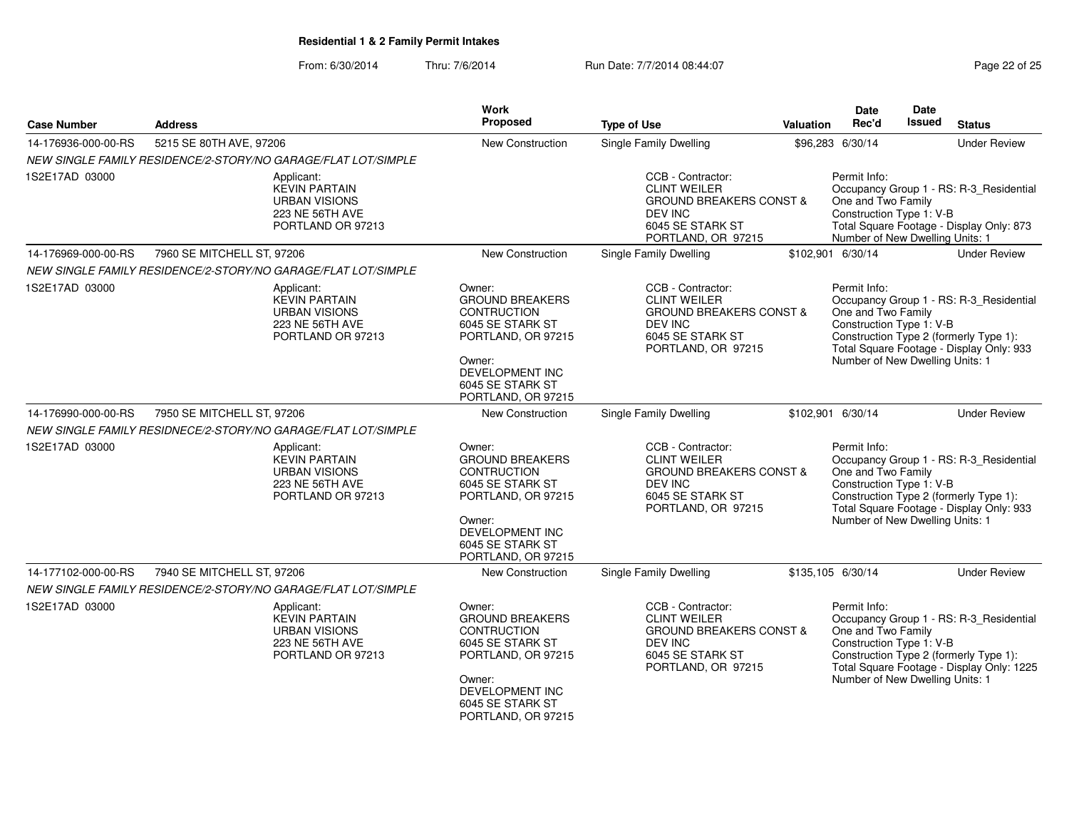**Residential 1 & 2 Family Permit Intakes**

From: 6/30/2014 Thru: 7/6/2014 Run Date: 7/7/2014 08:44:07

| Case Number | Address | Work Proposed | Type of Use | Valuation | Date Rec'd | Date Issued | Status |
|---|---|---|---|---|---|---|---|
| 14-176936-000-00-RS | 5215 SE 80TH AVE, 97206 | New Construction | Single Family Dwelling | $96,283 | 6/30/14 | | Under Review |
| NEW SINGLE FAMILY RESIDENCE/2-STORY/NO GARAGE/FLAT LOT/SIMPLE | | | | | | | |
| 1S2E17AD 03000 | Applicant: KEVIN PARTAIN URBAN VISIONS 223 NE 56TH AVE PORTLAND OR 97213 | | CCB - Contractor: CLINT WEILER GROUND BREAKERS CONST & DEV INC 6045 SE STARK ST PORTLAND, OR 97215 | Permit Info: Occupancy Group 1 - RS: R-3_Residential One and Two Family Construction Type 1: V-B Total Square Footage - Display Only: 873 Number of New Dwelling Units: 1 | | | |
| 14-176969-000-00-RS | 7960 SE MITCHELL ST, 97206 | New Construction | Single Family Dwelling | $102,901 | 6/30/14 | | Under Review |
| NEW SINGLE FAMILY RESIDENCE/2-STORY/NO GARAGE/FLAT LOT/SIMPLE | | | | | | | |
| 1S2E17AD 03000 | Applicant: KEVIN PARTAIN URBAN VISIONS 223 NE 56TH AVE PORTLAND OR 97213 | Owner: GROUND BREAKERS CONTRUCTION 6045 SE STARK ST PORTLAND, OR 97215 Owner: DEVELOPMENT INC 6045 SE STARK ST PORTLAND, OR 97215 | CCB - Contractor: CLINT WEILER GROUND BREAKERS CONST & DEV INC 6045 SE STARK ST PORTLAND, OR 97215 | Permit Info: Occupancy Group 1 - RS: R-3_Residential One and Two Family Construction Type 1: V-B Construction Type 2 (formerly Type 1): Total Square Footage - Display Only: 933 Number of New Dwelling Units: 1 | | | |
| 14-176990-000-00-RS | 7950 SE MITCHELL ST, 97206 | New Construction | Single Family Dwelling | $102,901 | 6/30/14 | | Under Review |
| NEW SINGLE FAMILY RESIDNECE/2-STORY/NO GARAGE/FLAT LOT/SIMPLE | | | | | | | |
| 1S2E17AD 03000 | Applicant: KEVIN PARTAIN URBAN VISIONS 223 NE 56TH AVE PORTLAND OR 97213 | Owner: GROUND BREAKERS CONTRUCTION 6045 SE STARK ST PORTLAND, OR 97215 Owner: DEVELOPMENT INC 6045 SE STARK ST PORTLAND, OR 97215 | CCB - Contractor: CLINT WEILER GROUND BREAKERS CONST & DEV INC 6045 SE STARK ST PORTLAND, OR 97215 | Permit Info: Occupancy Group 1 - RS: R-3_Residential One and Two Family Construction Type 1: V-B Construction Type 2 (formerly Type 1): Total Square Footage - Display Only: 933 Number of New Dwelling Units: 1 | | | |
| 14-177102-000-00-RS | 7940 SE MITCHELL ST, 97206 | New Construction | Single Family Dwelling | $135,105 | 6/30/14 | | Under Review |
| NEW SINGLE FAMILY RESIDENCE/2-STORY/NO GARAGE/FLAT LOT/SIMPLE | | | | | | | |
| 1S2E17AD 03000 | Applicant: KEVIN PARTAIN URBAN VISIONS 223 NE 56TH AVE PORTLAND OR 97213 | Owner: GROUND BREAKERS CONTRUCTION 6045 SE STARK ST PORTLAND, OR 97215 Owner: DEVELOPMENT INC 6045 SE STARK ST PORTLAND, OR 97215 | CCB - Contractor: CLINT WEILER GROUND BREAKERS CONST & DEV INC 6045 SE STARK ST PORTLAND, OR 97215 | Permit Info: Occupancy Group 1 - RS: R-3_Residential One and Two Family Construction Type 1: V-B Construction Type 2 (formerly Type 1): Total Square Footage - Display Only: 1225 Number of New Dwelling Units: 1 | | | |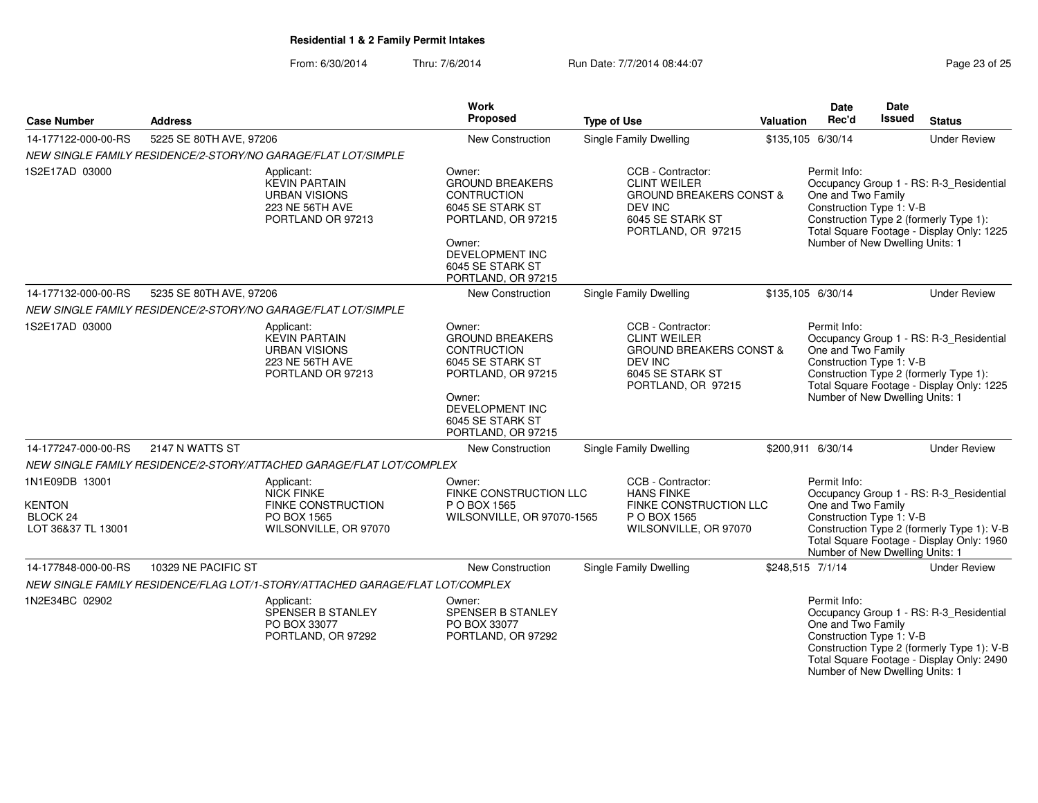## Residential 1 & 2 Family Permit Intakes

From: 6/30/2014 Thru: 7/6/2014 Run Date: 7/7/2014 08:44:07

| Case Number | Address | Work Proposed | Type of Use | Valuation | Date Rec'd | Date Issued | Status |
|---|---|---|---|---|---|---|---|
| 14-177122-000-00-RS | 5225 SE 80TH AVE, 97206 | New Construction | Single Family Dwelling | $135,105 | 6/30/14 | | Under Review |

*NEW SINGLE FAMILY RESIDENCE/2-STORY/NO GARAGE/FLAT LOT/SIMPLE*

1S2E17AD 03000

Applicant: KEVIN PARTAIN, URBAN VISIONS, 223 NE 56TH AVE, PORTLAND OR 97213

Owner: GROUND BREAKERS CONTRUCTION, 6045 SE STARK ST, PORTLAND, OR 97215

Owner: DEVELOPMENT INC, 6045 SE STARK ST, PORTLAND, OR 97215

CCB - Contractor: CLINT WEILER, GROUND BREAKERS CONST & DEV INC, 6045 SE STARK ST, PORTLAND, OR 97215

Permit Info:
Occupancy Group 1 - RS: R-3_Residential One and Two Family
Construction Type 1: V-B
Construction Type 2 (formerly Type 1):
Total Square Footage - Display Only: 1225
Number of New Dwelling Units: 1

| Case Number | Address | Work Proposed | Type of Use | Valuation | Date Rec'd | Date Issued | Status |
|---|---|---|---|---|---|---|---|
| 14-177132-000-00-RS | 5235 SE 80TH AVE, 97206 | New Construction | Single Family Dwelling | $135,105 | 6/30/14 | | Under Review |

*NEW SINGLE FAMILY RESIDENCE/2-STORY/NO GARAGE/FLAT LOT/SIMPLE*

1S2E17AD 03000

Applicant: KEVIN PARTAIN, URBAN VISIONS, 223 NE 56TH AVE, PORTLAND OR 97213

Owner: GROUND BREAKERS CONTRUCTION, 6045 SE STARK ST, PORTLAND, OR 97215

Owner: DEVELOPMENT INC, 6045 SE STARK ST, PORTLAND, OR 97215

CCB - Contractor: CLINT WEILER, GROUND BREAKERS CONST & DEV INC, 6045 SE STARK ST, PORTLAND, OR 97215

Permit Info:
Occupancy Group 1 - RS: R-3_Residential One and Two Family
Construction Type 1: V-B
Construction Type 2 (formerly Type 1):
Total Square Footage - Display Only: 1225
Number of New Dwelling Units: 1

| Case Number | Address | Work Proposed | Type of Use | Valuation | Date Rec'd | Date Issued | Status |
|---|---|---|---|---|---|---|---|
| 14-177247-000-00-RS | 2147 N WATTS ST | New Construction | Single Family Dwelling | $200,911 | 6/30/14 | | Under Review |

*NEW SINGLE FAMILY RESIDENCE/2-STORY/ATTACHED GARAGE/FLAT LOT/COMPLEX*

1N1E09DB 13001
KENTON
BLOCK 24
LOT 36&37 TL 13001

Applicant: NICK FINKE, FINKE CONSTRUCTION, PO BOX 1565, WILSONVILLE, OR 97070

Owner: FINKE CONSTRUCTION LLC, P O BOX 1565, WILSONVILLE, OR 97070-1565

CCB - Contractor: HANS FINKE, FINKE CONSTRUCTION LLC, P O BOX 1565, WILSONVILLE, OR 97070

Permit Info:
Occupancy Group 1 - RS: R-3_Residential One and Two Family
Construction Type 1: V-B
Construction Type 2 (formerly Type 1): V-B
Total Square Footage - Display Only: 1960
Number of New Dwelling Units: 1

| Case Number | Address | Work Proposed | Type of Use | Valuation | Date Rec'd | Date Issued | Status |
|---|---|---|---|---|---|---|---|
| 14-177848-000-00-RS | 10329 NE PACIFIC ST | New Construction | Single Family Dwelling | $248,515 | 7/1/14 | | Under Review |

*NEW SINGLE FAMILY RESIDENCE/FLAG LOT/1-STORY/ATTACHED GARAGE/FLAT LOT/COMPLEX*

1N2E34BC 02902

Applicant: SPENSER B STANLEY, PO BOX 33077, PORTLAND, OR 97292

Owner: SPENSER B STANLEY, PO BOX 33077, PORTLAND, OR 97292

Permit Info:
Occupancy Group 1 - RS: R-3_Residential One and Two Family
Construction Type 1: V-B
Construction Type 2 (formerly Type 1): V-B
Total Square Footage - Display Only: 2490
Number of New Dwelling Units: 1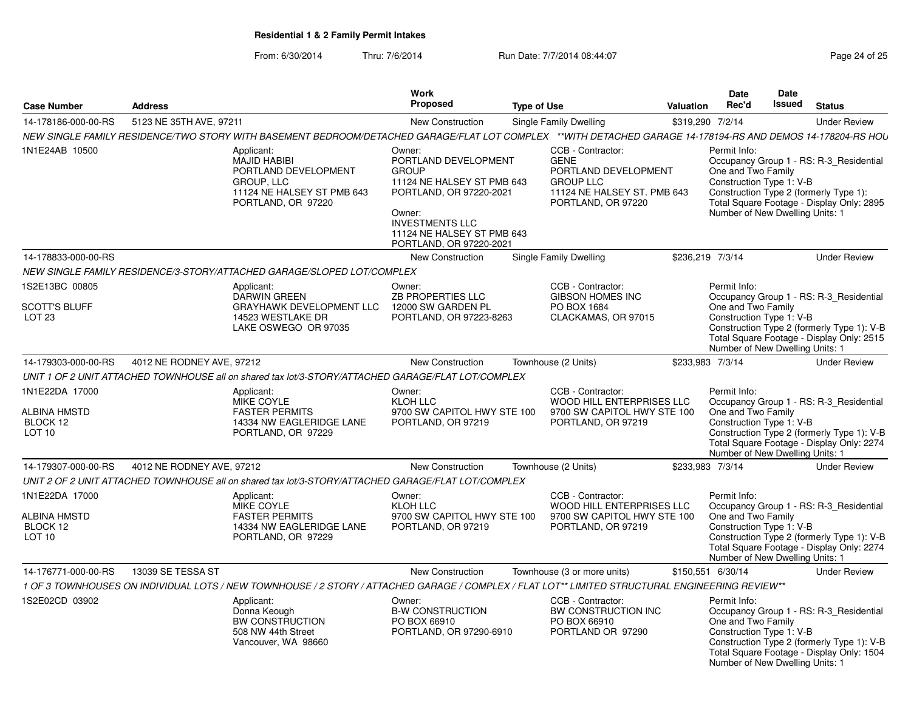**Residential 1 & 2 Family Permit Intakes**

From: 6/30/2014 Thru: 7/6/2014 Run Date: 7/7/2014 08:44:07

| Case Number | Address | Work Proposed | Type of Use | Valuation | Date Rec'd | Date Issued | Status |
|---|---|---|---|---|---|---|---|
| 14-178186-000-00-RS | 5123 NE 35TH AVE, 97211 | New Construction | Single Family Dwelling | $319,290 | 7/2/14 | | Under Review |
| 14-178833-000-00-RS | | New Construction | Single Family Dwelling | $236,219 | 7/3/14 | | Under Review |
| 14-179303-000-00-RS | 4012 NE RODNEY AVE, 97212 | New Construction | Townhouse (2 Units) | $233,983 | 7/3/14 | | Under Review |
| 14-179307-000-00-RS | 4012 NE RODNEY AVE, 97212 | New Construction | Townhouse (2 Units) | $233,983 | 7/3/14 | | Under Review |
| 14-176771-000-00-RS | 13039 SE TESSA ST | New Construction | Townhouse (3 or more units) | $150,551 | 6/30/14 | | Under Review |

**14-178186-000-00-RS** — 5123 NE 35TH AVE, 97211

*NEW SINGLE FAMILY RESIDENCE/TWO STORY WITH BASEMENT BEDROOM/DETACHED GARAGE/FLAT LOT COMPLEX **WITH DETACHED GARAGE 14-178194-RS AND DEMOS 14-178204-RS HOU*

1N1E24AB 10500

Applicant:
MAJID HABIBI
PORTLAND DEVELOPMENT GROUP, LLC
11124 NE HALSEY ST PMB 643
PORTLAND, OR 97220

Owner:
PORTLAND DEVELOPMENT GROUP
11124 NE HALSEY ST PMB 643
PORTLAND, OR 97220-2021

Owner:
INVESTMENTS LLC
11124 NE HALSEY ST PMB 643
PORTLAND, OR 97220-2021

CCB - Contractor:
GENE
PORTLAND DEVELOPMENT GROUP LLC
11124 NE HALSEY ST. PMB 643
PORTLAND, OR 97220

Permit Info:
Occupancy Group 1 - RS: R-3_Residential One and Two Family
Construction Type 1: V-B
Construction Type 2 (formerly Type 1):
Total Square Footage - Display Only: 2895
Number of New Dwelling Units: 1

**14-178833-000-00-RS**

*NEW SINGLE FAMILY RESIDENCE/3-STORY/ATTACHED GARAGE/SLOPED LOT/COMPLEX*

1S2E13BC 00805
SCOTT'S BLUFF
LOT 23

Applicant:
DARWIN GREEN
GRAYHAWK DEVELOPMENT LLC
14523 WESTLAKE DR
LAKE OSWEGO OR 97035

Owner:
ZB PROPERTIES LLC
12000 SW GARDEN PL
PORTLAND, OR 97223-8263

CCB - Contractor:
GIBSON HOMES INC
PO BOX 1684
CLACKAMAS, OR 97015

Permit Info:
Occupancy Group 1 - RS: R-3_Residential One and Two Family
Construction Type 1: V-B
Construction Type 2 (formerly Type 1): V-B
Total Square Footage - Display Only: 2515
Number of New Dwelling Units: 1

**14-179303-000-00-RS** — 4012 NE RODNEY AVE, 97212

*UNIT 1 OF 2 UNIT ATTACHED TOWNHOUSE all on shared tax lot/3-STORY/ATTACHED GARAGE/FLAT LOT/COMPLEX*

1N1E22DA 17000
ALBINA HMSTD
BLOCK 12
LOT 10

Applicant:
MIKE COYLE
FASTER PERMITS
14334 NW EAGLERIDGE LANE
PORTLAND, OR 97229

Owner:
KLOH LLC
9700 SW CAPITOL HWY STE 100
PORTLAND, OR 97219

CCB - Contractor:
WOOD HILL ENTERPRISES LLC
9700 SW CAPITOL HWY STE 100
PORTLAND, OR 97219

Permit Info:
Occupancy Group 1 - RS: R-3_Residential One and Two Family
Construction Type 1: V-B
Construction Type 2 (formerly Type 1): V-B
Total Square Footage - Display Only: 2274
Number of New Dwelling Units: 1

**14-179307-000-00-RS** — 4012 NE RODNEY AVE, 97212

*UNIT 2 OF 2 UNIT ATTACHED TOWNHOUSE all on shared tax lot/3-STORY/ATTACHED GARAGE/FLAT LOT/COMPLEX*

1N1E22DA 17000
ALBINA HMSTD
BLOCK 12
LOT 10

Applicant:
MIKE COYLE
FASTER PERMITS
14334 NW EAGLERIDGE LANE
PORTLAND, OR 97229

Owner:
KLOH LLC
9700 SW CAPITOL HWY STE 100
PORTLAND, OR 97219

CCB - Contractor:
WOOD HILL ENTERPRISES LLC
9700 SW CAPITOL HWY STE 100
PORTLAND, OR 97219

Permit Info:
Occupancy Group 1 - RS: R-3_Residential One and Two Family
Construction Type 1: V-B
Construction Type 2 (formerly Type 1): V-B
Total Square Footage - Display Only: 2274
Number of New Dwelling Units: 1

**14-176771-000-00-RS** — 13039 SE TESSA ST

*1 OF 3 TOWNHOUSES ON INDIVIDUAL LOTS / NEW TOWNHOUSE / 2 STORY / ATTACHED GARAGE / COMPLEX / FLAT LOT** LIMITED STRUCTURAL ENGINEERING REVIEW***

1S2E02CD 03902

Applicant:
Donna Keough
BW CONSTRUCTION
508 NW 44th Street
Vancouver, WA 98660

Owner:
B-W CONSTRUCTION
PO BOX 66910
PORTLAND, OR 97290-6910

CCB - Contractor:
BW CONSTRUCTION INC
PO BOX 66910
PORTLAND OR 97290

Permit Info:
Occupancy Group 1 - RS: R-3_Residential One and Two Family
Construction Type 1: V-B
Construction Type 2 (formerly Type 1): V-B
Total Square Footage - Display Only: 1504
Number of New Dwelling Units: 1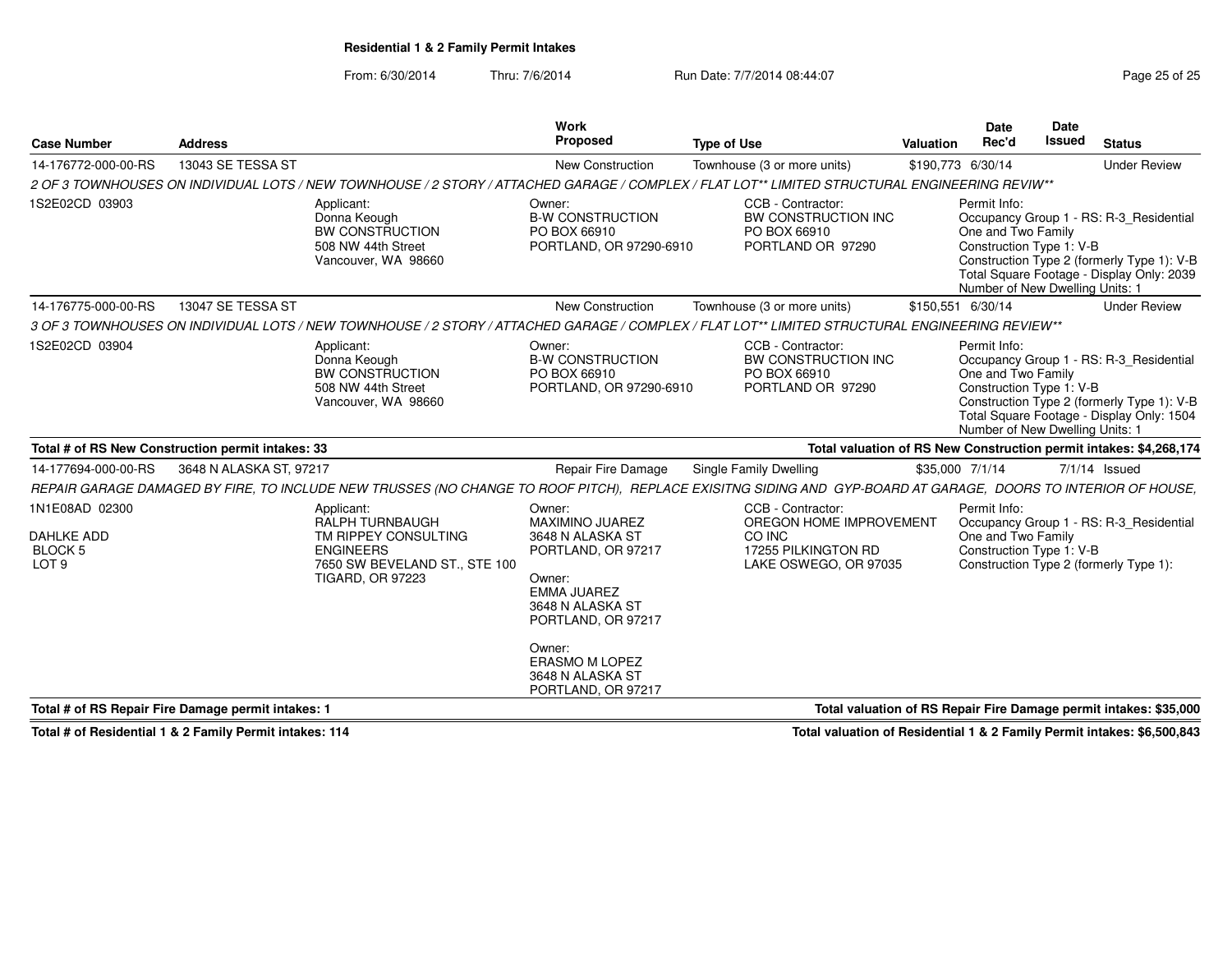**Residential 1 & 2 Family Permit Intakes**

From: 6/30/2014 Thru: 7/6/2014 Run Date: 7/7/2014 08:44:07

| Case Number | Address | Work Proposed | Type of Use | Valuation | Date Rec'd | Date Issued | Status |
|---|---|---|---|---|---|---|---|
| 14-176772-000-00-RS | 13043 SE TESSA ST | New Construction | Townhouse (3 or more units) | $190,773 | 6/30/14 | | Under Review |

*2 OF 3 TOWNHOUSES ON INDIVIDUAL LOTS / NEW TOWNHOUSE / 2 STORY / ATTACHED GARAGE / COMPLEX / FLAT LOT** LIMITED STRUCTURAL ENGINEERING REVIW***

1S2E02CD 03903

Applicant:
Donna Keough
BW CONSTRUCTION
508 NW 44th Street
Vancouver, WA 98660

Owner:
B-W CONSTRUCTION
PO BOX 66910
PORTLAND, OR 97290-6910

CCB - Contractor:
BW CONSTRUCTION INC
PO BOX 66910
PORTLAND OR 97290

Permit Info:
Occupancy Group 1 - RS: R-3_Residential One and Two Family
Construction Type 1: V-B
Construction Type 2 (formerly Type 1): V-B
Total Square Footage - Display Only: 2039
Number of New Dwelling Units: 1

| Case Number | Address | Work Proposed | Type of Use | Valuation | Date Rec'd | Date Issued | Status |
|---|---|---|---|---|---|---|---|
| 14-176775-000-00-RS | 13047 SE TESSA ST | New Construction | Townhouse (3 or more units) | $150,551 | 6/30/14 | | Under Review |

*3 OF 3 TOWNHOUSES ON INDIVIDUAL LOTS / NEW TOWNHOUSE / 2 STORY / ATTACHED GARAGE / COMPLEX / FLAT LOT** LIMITED STRUCTURAL ENGINEERING REVIEW***

1S2E02CD 03904

Applicant:
Donna Keough
BW CONSTRUCTION
508 NW 44th Street
Vancouver, WA 98660

Owner:
B-W CONSTRUCTION
PO BOX 66910
PORTLAND, OR 97290-6910

CCB - Contractor:
BW CONSTRUCTION INC
PO BOX 66910
PORTLAND OR 97290

Permit Info:
Occupancy Group 1 - RS: R-3_Residential One and Two Family
Construction Type 1: V-B
Construction Type 2 (formerly Type 1): V-B
Total Square Footage - Display Only: 1504
Number of New Dwelling Units: 1

**Total # of RS New Construction permit intakes: 33**

**Total valuation of RS New Construction permit intakes: $4,268,174**

| Case Number | Address | Work Proposed | Type of Use | Valuation | Date Rec'd | Date Issued | Status |
|---|---|---|---|---|---|---|---|
| 14-177694-000-00-RS | 3648 N ALASKA ST, 97217 | Repair Fire Damage | Single Family Dwelling | $35,000 | 7/1/14 | 7/1/14 | Issued |

*REPAIR GARAGE DAMAGED BY FIRE, TO INCLUDE NEW TRUSSES (NO CHANGE TO ROOF PITCH), REPLACE EXISITNG SIDING AND GYP-BOARD AT GARAGE, DOORS TO INTERIOR OF HOUSE,*

1N1E08AD 02300
DAHLKE ADD
BLOCK 5
LOT 9

Applicant:
RALPH TURNBAUGH
TM RIPPEY CONSULTING ENGINEERS
7650 SW BEVELAND ST., STE 100
TIGARD, OR 97223

Owner:
MAXIMINO JUAREZ
3648 N ALASKA ST
PORTLAND, OR 97217

Owner:
EMMA JUAREZ
3648 N ALASKA ST
PORTLAND, OR 97217

Owner:
ERASMO M LOPEZ
3648 N ALASKA ST
PORTLAND, OR 97217

CCB - Contractor:
OREGON HOME IMPROVEMENT CO INC
17255 PILKINGTON RD
LAKE OSWEGO, OR 97035

Permit Info:
Occupancy Group 1 - RS: R-3_Residential One and Two Family
Construction Type 1: V-B
Construction Type 2 (formerly Type 1):

**Total # of RS Repair Fire Damage permit intakes: 1**

**Total valuation of RS Repair Fire Damage permit intakes: $35,000**

**Total # of Residential 1 & 2 Family Permit intakes: 114**

**Total valuation of Residential 1 & 2 Family Permit intakes: $6,500,843**